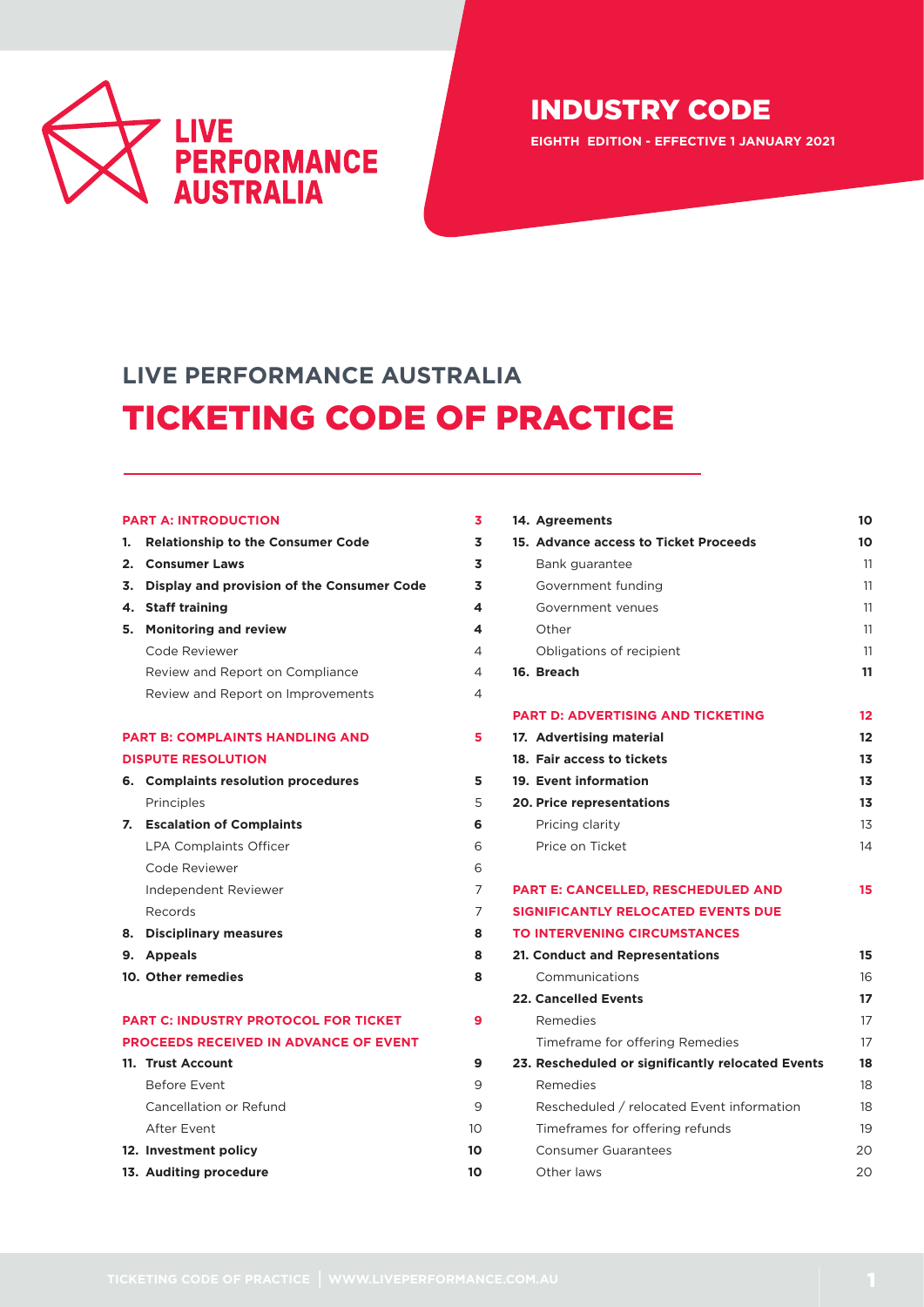LIVE PERFORMANCE AUSTRALIA

# INDUSTRY CODE

**EIGHTH EDITION - EFFECTIVE 1 JANUARY 2021**

## LIVE PERFORMANCE AUSTRALIA

# TICKETING CODE OF PRACTICE

| | |
|---|---|
| **PART A: INTRODUCTION** | **3** |
| **1. Relationship to the Consumer Code** | **3** |
| **2. Consumer Laws** | **3** |
| **3. Display and provision of the Consumer Code** | **3** |
| **4. Staff training** | **4** |
| **5. Monitoring and review** | **4** |
| Code Reviewer | 4 |
| Review and Report on Compliance | 4 |
| Review and Report on Improvements | 4 |
| **PART B: COMPLAINTS HANDLING AND DISPUTE RESOLUTION** | **5** |
| **6. Complaints resolution procedures** | **5** |
| Principles | 5 |
| **7. Escalation of Complaints** | **6** |
| LPA Complaints Officer | 6 |
| Code Reviewer | 6 |
| Independent Reviewer | 7 |
| Records | 7 |
| **8. Disciplinary measures** | **8** |
| **9. Appeals** | **8** |
| **10. Other remedies** | **8** |
| **PART C: INDUSTRY PROTOCOL FOR TICKET PROCEEDS RECEIVED IN ADVANCE OF EVENT** | **9** |
| **11. Trust Account** | **9** |
| Before Event | 9 |
| Cancellation or Refund | 9 |
| After Event | 10 |
| **12. Investment policy** | **10** |
| **13. Auditing procedure** | **10** |
| **14. Agreements** | **10** |
| **15. Advance access to Ticket Proceeds** | **10** |
| Bank guarantee | 11 |
| Government funding | 11 |
| Government venues | 11 |
| Other | 11 |
| Obligations of recipient | 11 |
| **16. Breach** | **11** |
| **PART D: ADVERTISING AND TICKETING** | **12** |
| **17. Advertising material** | **12** |
| **18. Fair access to tickets** | **13** |
| **19. Event information** | **13** |
| **20. Price representations** | **13** |
| Pricing clarity | 13 |
| Price on Ticket | 14 |
| **PART E: CANCELLED, RESCHEDULED AND SIGNIFICANTLY RELOCATED EVENTS DUE TO INTERVENING CIRCUMSTANCES** | **15** |
| **21. Conduct and Representations** | **15** |
| Communications | 16 |
| **22. Cancelled Events** | **17** |
| Remedies | 17 |
| Timeframe for offering Remedies | 17 |
| **23. Rescheduled or significantly relocated Events** | **18** |
| Remedies | 18 |
| Rescheduled / relocated Event information | 18 |
| Timeframes for offering refunds | 19 |
| Consumer Guarantees | 20 |
| Other laws | 20 |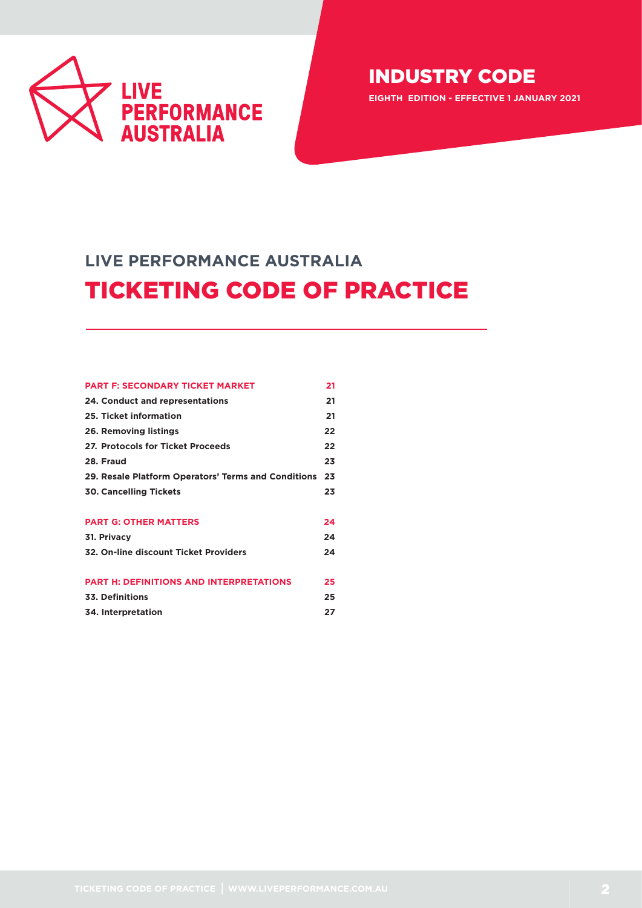LIVE PERFORMANCE AUSTRALIA

# INDUSTRY CODE

**EIGHTH EDITION - EFFECTIVE 1 JANUARY 2021**

## LIVE PERFORMANCE AUSTRALIA

# TICKETING CODE OF PRACTICE

| | |
|---|---|
| **PART F: SECONDARY TICKET MARKET** | **21** |
| **24. Conduct and representations** | **21** |
| **25. Ticket information** | **21** |
| **26. Removing listings** | **22** |
| **27. Protocols for Ticket Proceeds** | **22** |
| **28. Fraud** | **23** |
| **29. Resale Platform Operators' Terms and Conditions** | **23** |
| **30. Cancelling Tickets** | **23** |
| | |
| **PART G: OTHER MATTERS** | **24** |
| **31. Privacy** | **24** |
| **32. On-line discount Ticket Providers** | **24** |
| | |
| **PART H: DEFINITIONS AND INTERPRETATIONS** | **25** |
| **33. Definitions** | **25** |
| **34. Interpretation** | **27** |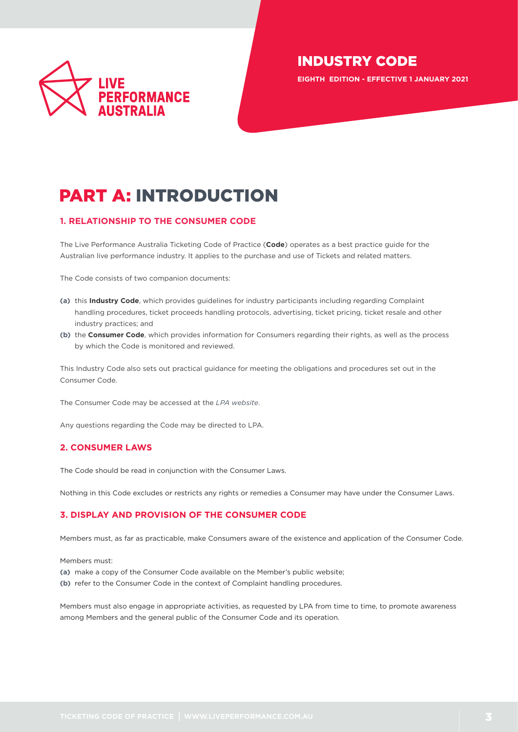INDUSTRY CODE

**EIGHTH EDITION - EFFECTIVE 1 JANUARY 2021**

# PART A: INTRODUCTION

## 1. RELATIONSHIP TO THE CONSUMER CODE

The Live Performance Australia Ticketing Code of Practice (**Code**) operates as a best practice guide for the Australian live performance industry. It applies to the purchase and use of Tickets and related matters.

The Code consists of two companion documents:

**(a)** this **Industry Code**, which provides guidelines for industry participants including regarding Complaint handling procedures, ticket proceeds handling protocols, advertising, ticket pricing, ticket resale and other industry practices; and

**(b)** the **Consumer Code**, which provides information for Consumers regarding their rights, as well as the process by which the Code is monitored and reviewed.

This Industry Code also sets out practical guidance for meeting the obligations and procedures set out in the Consumer Code.

The Consumer Code may be accessed at the *LPA website*.

Any questions regarding the Code may be directed to LPA.

## 2. CONSUMER LAWS

The Code should be read in conjunction with the Consumer Laws.

Nothing in this Code excludes or restricts any rights or remedies a Consumer may have under the Consumer Laws.

## 3. DISPLAY AND PROVISION OF THE CONSUMER CODE

Members must, as far as practicable, make Consumers aware of the existence and application of the Consumer Code.

Members must:

**(a)** make a copy of the Consumer Code available on the Member's public website;

**(b)** refer to the Consumer Code in the context of Complaint handling procedures.

Members must also engage in appropriate activities, as requested by LPA from time to time, to promote awareness among Members and the general public of the Consumer Code and its operation.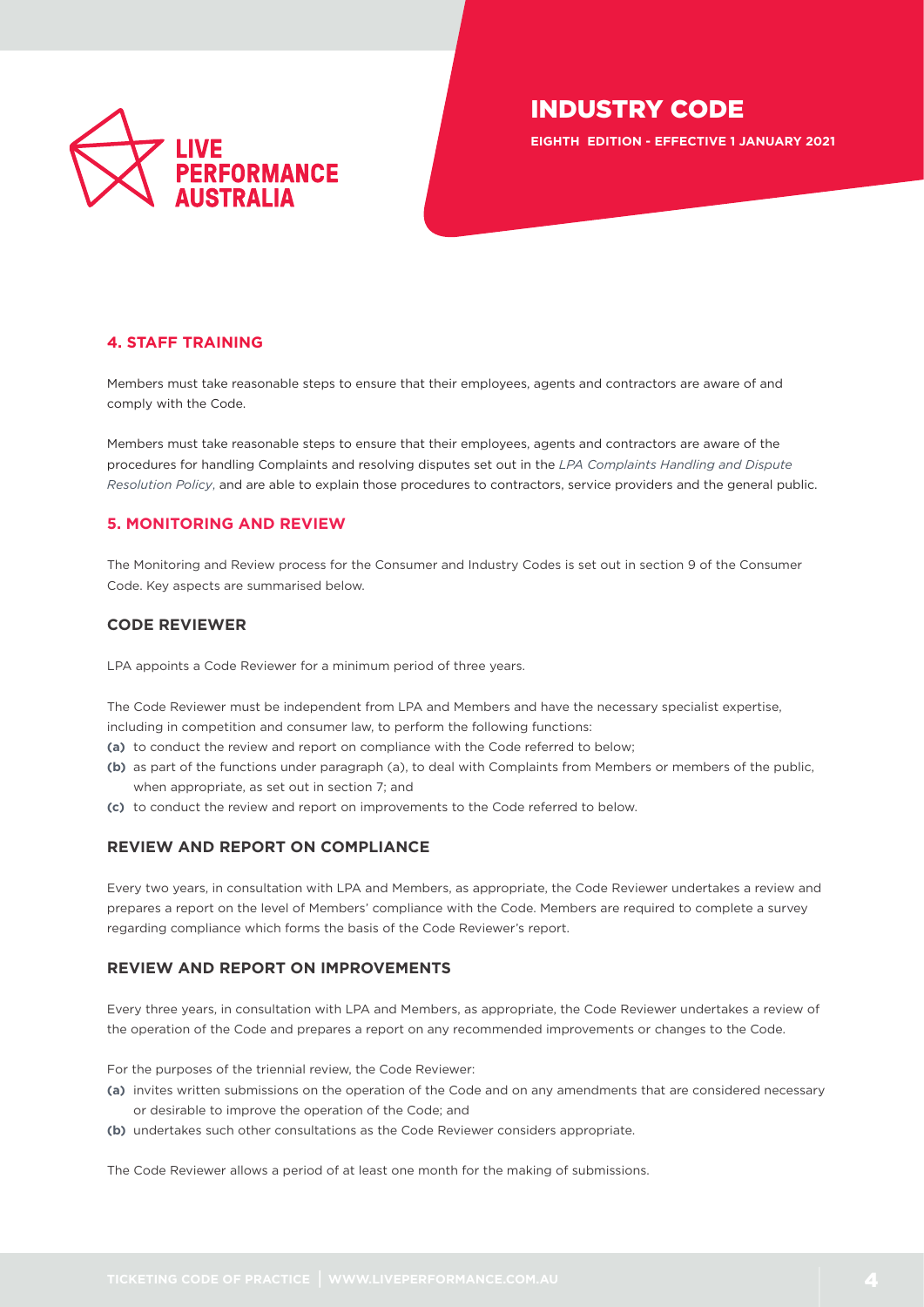## 4. STAFF TRAINING

Members must take reasonable steps to ensure that their employees, agents and contractors are aware of and comply with the Code.

Members must take reasonable steps to ensure that their employees, agents and contractors are aware of the procedures for handling Complaints and resolving disputes set out in the *LPA Complaints Handling and Dispute Resolution Policy*, and are able to explain those procedures to contractors, service providers and the general public.

## 5. MONITORING AND REVIEW

The Monitoring and Review process for the Consumer and Industry Codes is set out in section 9 of the Consumer Code. Key aspects are summarised below.

### CODE REVIEWER

LPA appoints a Code Reviewer for a minimum period of three years.

The Code Reviewer must be independent from LPA and Members and have the necessary specialist expertise, including in competition and consumer law, to perform the following functions:

**(a)** to conduct the review and report on compliance with the Code referred to below;

**(b)** as part of the functions under paragraph (a), to deal with Complaints from Members or members of the public, when appropriate, as set out in section 7; and

**(c)** to conduct the review and report on improvements to the Code referred to below.

### REVIEW AND REPORT ON COMPLIANCE

Every two years, in consultation with LPA and Members, as appropriate, the Code Reviewer undertakes a review and prepares a report on the level of Members' compliance with the Code. Members are required to complete a survey regarding compliance which forms the basis of the Code Reviewer's report.

### REVIEW AND REPORT ON IMPROVEMENTS

Every three years, in consultation with LPA and Members, as appropriate, the Code Reviewer undertakes a review of the operation of the Code and prepares a report on any recommended improvements or changes to the Code.

For the purposes of the triennial review, the Code Reviewer:

**(a)** invites written submissions on the operation of the Code and on any amendments that are considered necessary or desirable to improve the operation of the Code; and

**(b)** undertakes such other consultations as the Code Reviewer considers appropriate.

The Code Reviewer allows a period of at least one month for the making of submissions.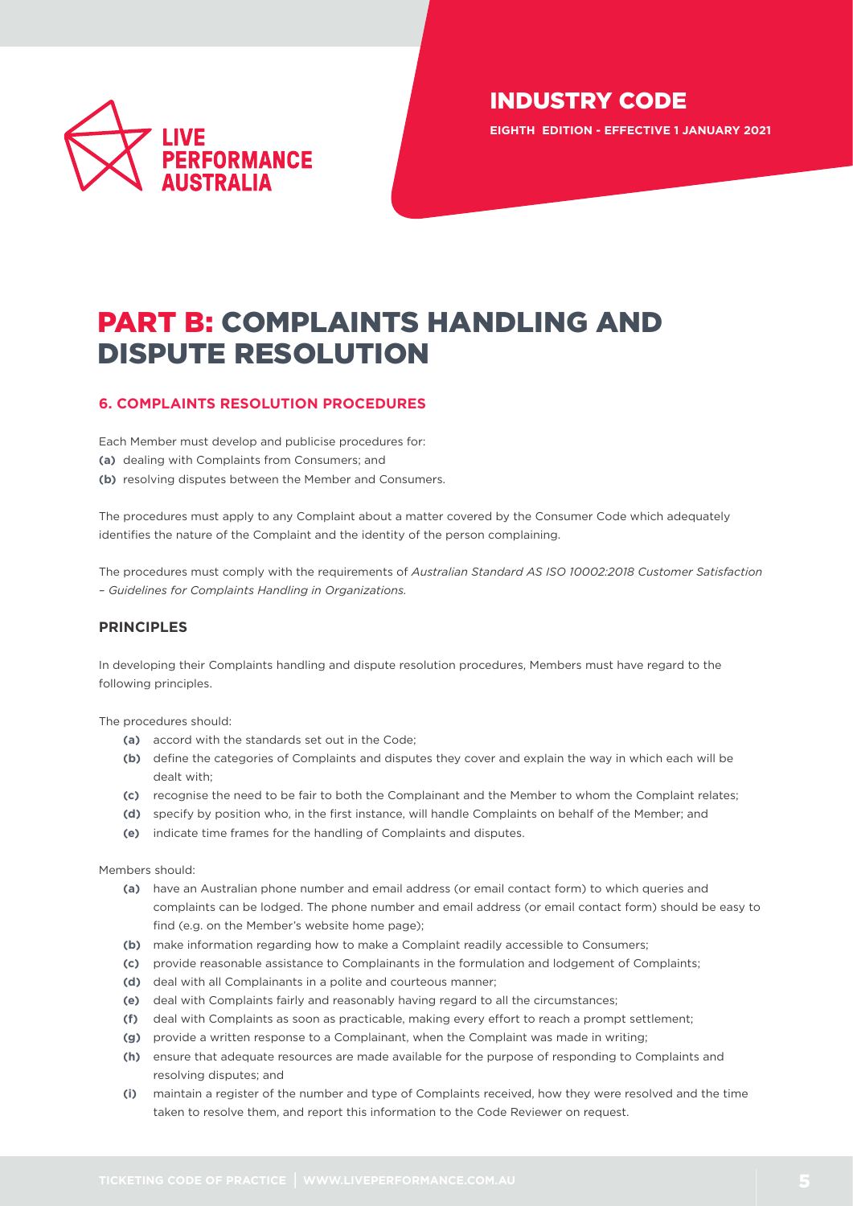# PART B: COMPLAINTS HANDLING AND DISPUTE RESOLUTION

## 6. COMPLAINTS RESOLUTION PROCEDURES

Each Member must develop and publicise procedures for:

**(a)** dealing with Complaints from Consumers; and

**(b)** resolving disputes between the Member and Consumers.

The procedures must apply to any Complaint about a matter covered by the Consumer Code which adequately identifies the nature of the Complaint and the identity of the person complaining.

The procedures must comply with the requirements of *Australian Standard AS ISO 10002:2018 Customer Satisfaction – Guidelines for Complaints Handling in Organizations.*

### PRINCIPLES

In developing their Complaints handling and dispute resolution procedures, Members must have regard to the following principles.

The procedures should:

**(a)** accord with the standards set out in the Code;

**(b)** define the categories of Complaints and disputes they cover and explain the way in which each will be dealt with;

**(c)** recognise the need to be fair to both the Complainant and the Member to whom the Complaint relates;

**(d)** specify by position who, in the first instance, will handle Complaints on behalf of the Member; and

**(e)** indicate time frames for the handling of Complaints and disputes.

Members should:

**(a)** have an Australian phone number and email address (or email contact form) to which queries and complaints can be lodged. The phone number and email address (or email contact form) should be easy to find (e.g. on the Member's website home page);

**(b)** make information regarding how to make a Complaint readily accessible to Consumers;

**(c)** provide reasonable assistance to Complainants in the formulation and lodgement of Complaints;

**(d)** deal with all Complainants in a polite and courteous manner;

**(e)** deal with Complaints fairly and reasonably having regard to all the circumstances;

**(f)** deal with Complaints as soon as practicable, making every effort to reach a prompt settlement;

**(g)** provide a written response to a Complainant, when the Complaint was made in writing;

**(h)** ensure that adequate resources are made available for the purpose of responding to Complaints and resolving disputes; and

**(i)** maintain a register of the number and type of Complaints received, how they were resolved and the time taken to resolve them, and report this information to the Code Reviewer on request.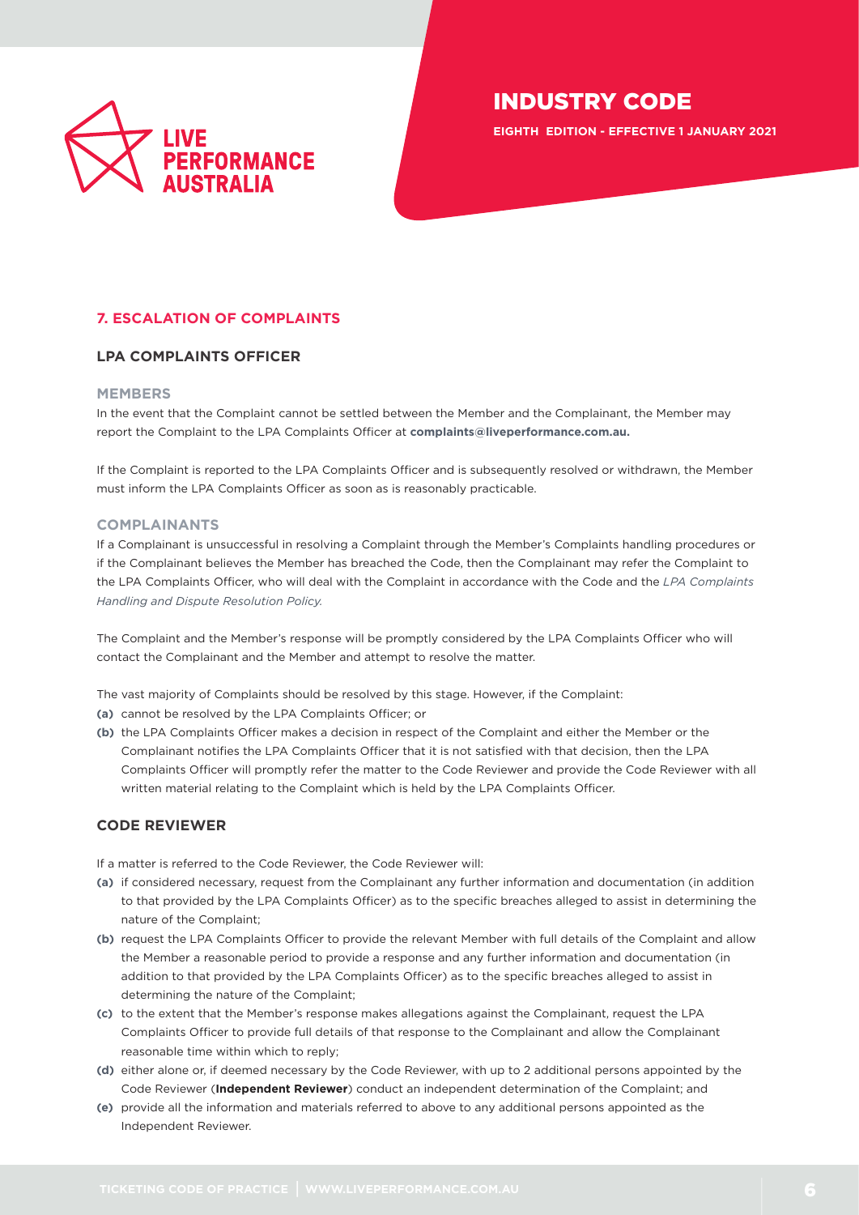## 7. ESCALATION OF COMPLAINTS

### LPA COMPLAINTS OFFICER

#### MEMBERS

In the event that the Complaint cannot be settled between the Member and the Complainant, the Member may report the Complaint to the LPA Complaints Officer at **complaints@liveperformance.com.au.**

If the Complaint is reported to the LPA Complaints Officer and is subsequently resolved or withdrawn, the Member must inform the LPA Complaints Officer as soon as is reasonably practicable.

#### COMPLAINANTS

If a Complainant is unsuccessful in resolving a Complaint through the Member's Complaints handling procedures or if the Complainant believes the Member has breached the Code, then the Complainant may refer the Complaint to the LPA Complaints Officer, who will deal with the Complaint in accordance with the Code and the *LPA Complaints Handling and Dispute Resolution Policy.*

The Complaint and the Member's response will be promptly considered by the LPA Complaints Officer who will contact the Complainant and the Member and attempt to resolve the matter.

The vast majority of Complaints should be resolved by this stage. However, if the Complaint:

**(a)** cannot be resolved by the LPA Complaints Officer; or

**(b)** the LPA Complaints Officer makes a decision in respect of the Complaint and either the Member or the Complainant notifies the LPA Complaints Officer that it is not satisfied with that decision, then the LPA Complaints Officer will promptly refer the matter to the Code Reviewer and provide the Code Reviewer with all written material relating to the Complaint which is held by the LPA Complaints Officer.

### CODE REVIEWER

If a matter is referred to the Code Reviewer, the Code Reviewer will:

**(a)** if considered necessary, request from the Complainant any further information and documentation (in addition to that provided by the LPA Complaints Officer) as to the specific breaches alleged to assist in determining the nature of the Complaint;

**(b)** request the LPA Complaints Officer to provide the relevant Member with full details of the Complaint and allow the Member a reasonable period to provide a response and any further information and documentation (in addition to that provided by the LPA Complaints Officer) as to the specific breaches alleged to assist in determining the nature of the Complaint;

**(c)** to the extent that the Member's response makes allegations against the Complainant, request the LPA Complaints Officer to provide full details of that response to the Complainant and allow the Complainant reasonable time within which to reply;

**(d)** either alone or, if deemed necessary by the Code Reviewer, with up to 2 additional persons appointed by the Code Reviewer (**Independent Reviewer**) conduct an independent determination of the Complaint; and

**(e)** provide all the information and materials referred to above to any additional persons appointed as the Independent Reviewer.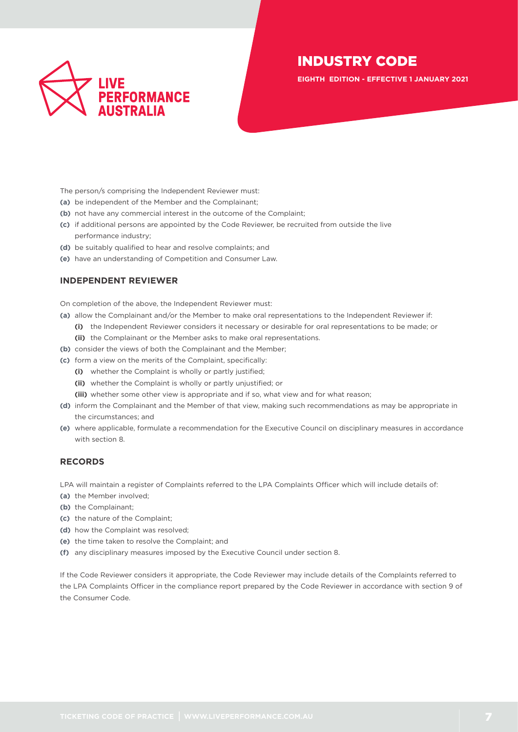The person/s comprising the Independent Reviewer must:

**(a)** be independent of the Member and the Complainant;

**(b)** not have any commercial interest in the outcome of the Complaint;

**(c)** if additional persons are appointed by the Code Reviewer, be recruited from outside the live performance industry;

**(d)** be suitably qualified to hear and resolve complaints; and

**(e)** have an understanding of Competition and Consumer Law.

### INDEPENDENT REVIEWER

On completion of the above, the Independent Reviewer must:

**(a)** allow the Complainant and/or the Member to make oral representations to the Independent Reviewer if:

  **(i)** the Independent Reviewer considers it necessary or desirable for oral representations to be made; or

  **(ii)** the Complainant or the Member asks to make oral representations.

**(b)** consider the views of both the Complainant and the Member;

**(c)** form a view on the merits of the Complaint, specifically:

  **(i)** whether the Complaint is wholly or partly justified;

  **(ii)** whether the Complaint is wholly or partly unjustified; or

  **(iii)** whether some other view is appropriate and if so, what view and for what reason;

**(d)** inform the Complainant and the Member of that view, making such recommendations as may be appropriate in the circumstances; and

**(e)** where applicable, formulate a recommendation for the Executive Council on disciplinary measures in accordance with section 8.

### RECORDS

LPA will maintain a register of Complaints referred to the LPA Complaints Officer which will include details of:

**(a)** the Member involved;

**(b)** the Complainant;

**(c)** the nature of the Complaint;

**(d)** how the Complaint was resolved;

**(e)** the time taken to resolve the Complaint; and

**(f)** any disciplinary measures imposed by the Executive Council under section 8.

If the Code Reviewer considers it appropriate, the Code Reviewer may include details of the Complaints referred to the LPA Complaints Officer in the compliance report prepared by the Code Reviewer in accordance with section 9 of the Consumer Code.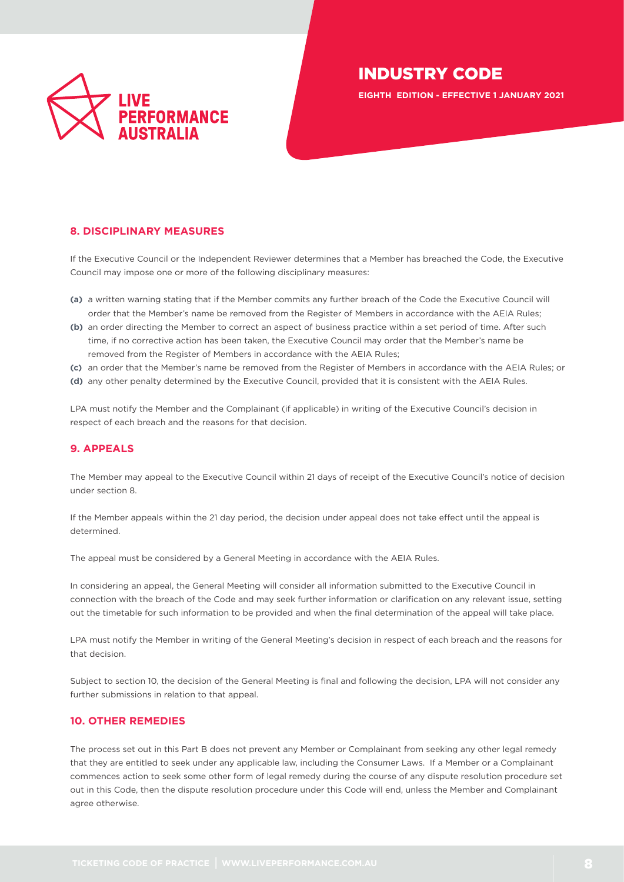## 8. DISCIPLINARY MEASURES

If the Executive Council or the Independent Reviewer determines that a Member has breached the Code, the Executive Council may impose one or more of the following disciplinary measures:

**(a)** a written warning stating that if the Member commits any further breach of the Code the Executive Council will order that the Member's name be removed from the Register of Members in accordance with the AEIA Rules;

**(b)** an order directing the Member to correct an aspect of business practice within a set period of time. After such time, if no corrective action has been taken, the Executive Council may order that the Member's name be removed from the Register of Members in accordance with the AEIA Rules;

**(c)** an order that the Member's name be removed from the Register of Members in accordance with the AEIA Rules; or

**(d)** any other penalty determined by the Executive Council, provided that it is consistent with the AEIA Rules.

LPA must notify the Member and the Complainant (if applicable) in writing of the Executive Council's decision in respect of each breach and the reasons for that decision.

## 9. APPEALS

The Member may appeal to the Executive Council within 21 days of receipt of the Executive Council's notice of decision under section 8.

If the Member appeals within the 21 day period, the decision under appeal does not take effect until the appeal is determined.

The appeal must be considered by a General Meeting in accordance with the AEIA Rules.

In considering an appeal, the General Meeting will consider all information submitted to the Executive Council in connection with the breach of the Code and may seek further information or clarification on any relevant issue, setting out the timetable for such information to be provided and when the final determination of the appeal will take place.

LPA must notify the Member in writing of the General Meeting's decision in respect of each breach and the reasons for that decision.

Subject to section 10, the decision of the General Meeting is final and following the decision, LPA will not consider any further submissions in relation to that appeal.

## 10. OTHER REMEDIES

The process set out in this Part B does not prevent any Member or Complainant from seeking any other legal remedy that they are entitled to seek under any applicable law, including the Consumer Laws. If a Member or a Complainant commences action to seek some other form of legal remedy during the course of any dispute resolution procedure set out in this Code, then the dispute resolution procedure under this Code will end, unless the Member and Complainant agree otherwise.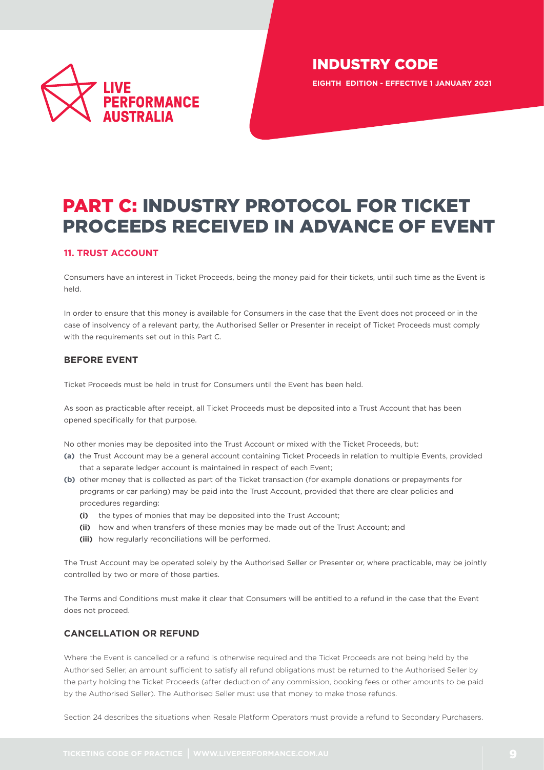# PART C: INDUSTRY PROTOCOL FOR TICKET PROCEEDS RECEIVED IN ADVANCE OF EVENT

## 11. TRUST ACCOUNT

Consumers have an interest in Ticket Proceeds, being the money paid for their tickets, until such time as the Event is held.

In order to ensure that this money is available for Consumers in the case that the Event does not proceed or in the case of insolvency of a relevant party, the Authorised Seller or Presenter in receipt of Ticket Proceeds must comply with the requirements set out in this Part C.

### BEFORE EVENT

Ticket Proceeds must be held in trust for Consumers until the Event has been held.

As soon as practicable after receipt, all Ticket Proceeds must be deposited into a Trust Account that has been opened specifically for that purpose.

No other monies may be deposited into the Trust Account or mixed with the Ticket Proceeds, but:

**(a)** the Trust Account may be a general account containing Ticket Proceeds in relation to multiple Events, provided that a separate ledger account is maintained in respect of each Event;

**(b)** other money that is collected as part of the Ticket transaction (for example donations or prepayments for programs or car parking) may be paid into the Trust Account, provided that there are clear policies and procedures regarding:

- **(i)** the types of monies that may be deposited into the Trust Account;
- **(ii)** how and when transfers of these monies may be made out of the Trust Account; and
- **(iii)** how regularly reconciliations will be performed.

The Trust Account may be operated solely by the Authorised Seller or Presenter or, where practicable, may be jointly controlled by two or more of those parties.

The Terms and Conditions must make it clear that Consumers will be entitled to a refund in the case that the Event does not proceed.

### CANCELLATION OR REFUND

Where the Event is cancelled or a refund is otherwise required and the Ticket Proceeds are not being held by the Authorised Seller, an amount sufficient to satisfy all refund obligations must be returned to the Authorised Seller by the party holding the Ticket Proceeds (after deduction of any commission, booking fees or other amounts to be paid by the Authorised Seller). The Authorised Seller must use that money to make those refunds.

Section 24 describes the situations when Resale Platform Operators must provide a refund to Secondary Purchasers.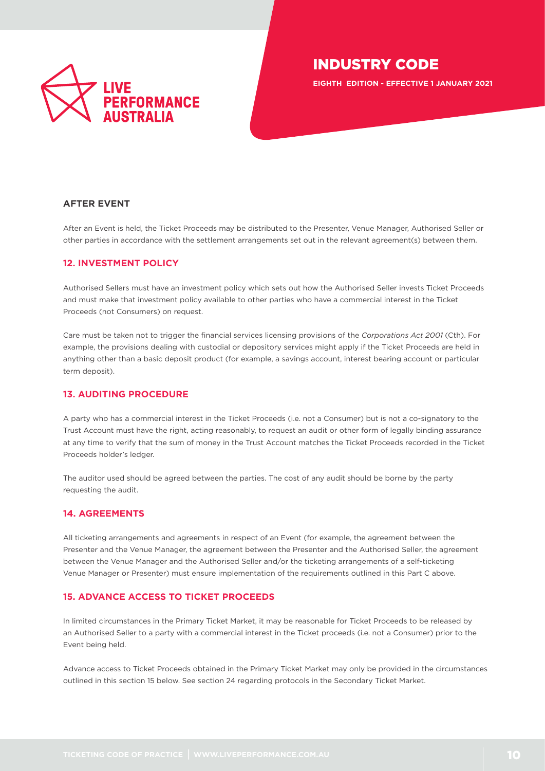## AFTER EVENT

After an Event is held, the Ticket Proceeds may be distributed to the Presenter, Venue Manager, Authorised Seller or other parties in accordance with the settlement arrangements set out in the relevant agreement(s) between them.

## 12. INVESTMENT POLICY

Authorised Sellers must have an investment policy which sets out how the Authorised Seller invests Ticket Proceeds and must make that investment policy available to other parties who have a commercial interest in the Ticket Proceeds (not Consumers) on request.

Care must be taken not to trigger the financial services licensing provisions of the *Corporations Act 2001* (Cth). For example, the provisions dealing with custodial or depository services might apply if the Ticket Proceeds are held in anything other than a basic deposit product (for example, a savings account, interest bearing account or particular term deposit).

## 13. AUDITING PROCEDURE

A party who has a commercial interest in the Ticket Proceeds (i.e. not a Consumer) but is not a co-signatory to the Trust Account must have the right, acting reasonably, to request an audit or other form of legally binding assurance at any time to verify that the sum of money in the Trust Account matches the Ticket Proceeds recorded in the Ticket Proceeds holder's ledger.

The auditor used should be agreed between the parties. The cost of any audit should be borne by the party requesting the audit.

## 14. AGREEMENTS

All ticketing arrangements and agreements in respect of an Event (for example, the agreement between the Presenter and the Venue Manager, the agreement between the Presenter and the Authorised Seller, the agreement between the Venue Manager and the Authorised Seller and/or the ticketing arrangements of a self-ticketing Venue Manager or Presenter) must ensure implementation of the requirements outlined in this Part C above.

## 15. ADVANCE ACCESS TO TICKET PROCEEDS

In limited circumstances in the Primary Ticket Market, it may be reasonable for Ticket Proceeds to be released by an Authorised Seller to a party with a commercial interest in the Ticket proceeds (i.e. not a Consumer) prior to the Event being held.

Advance access to Ticket Proceeds obtained in the Primary Ticket Market may only be provided in the circumstances outlined in this section 15 below. See section 24 regarding protocols in the Secondary Ticket Market.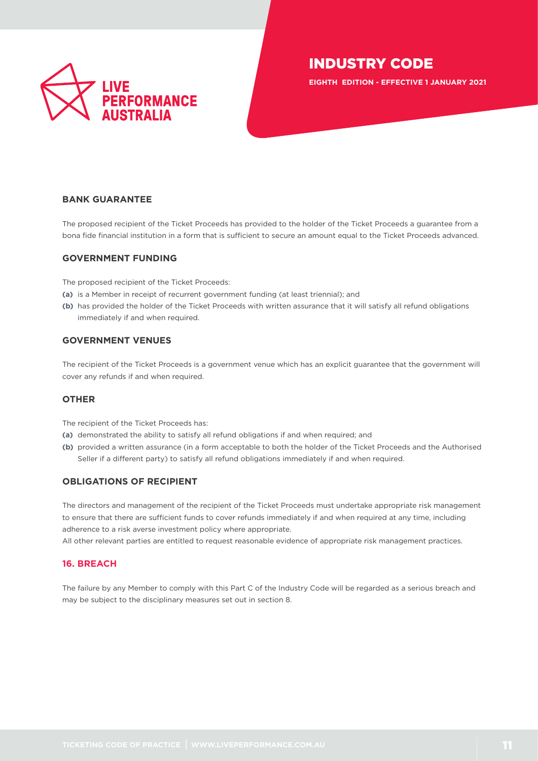### BANK GUARANTEE

The proposed recipient of the Ticket Proceeds has provided to the holder of the Ticket Proceeds a guarantee from a bona fide financial institution in a form that is sufficient to secure an amount equal to the Ticket Proceeds advanced.

### GOVERNMENT FUNDING

The proposed recipient of the Ticket Proceeds:

**(a)** is a Member in receipt of recurrent government funding (at least triennial); and

**(b)** has provided the holder of the Ticket Proceeds with written assurance that it will satisfy all refund obligations immediately if and when required.

### GOVERNMENT VENUES

The recipient of the Ticket Proceeds is a government venue which has an explicit guarantee that the government will cover any refunds if and when required.

### OTHER

The recipient of the Ticket Proceeds has:

**(a)** demonstrated the ability to satisfy all refund obligations if and when required; and

**(b)** provided a written assurance (in a form acceptable to both the holder of the Ticket Proceeds and the Authorised Seller if a different party) to satisfy all refund obligations immediately if and when required.

### OBLIGATIONS OF RECIPIENT

The directors and management of the recipient of the Ticket Proceeds must undertake appropriate risk management to ensure that there are sufficient funds to cover refunds immediately if and when required at any time, including adherence to a risk averse investment policy where appropriate.

All other relevant parties are entitled to request reasonable evidence of appropriate risk management practices.

## 16. BREACH

The failure by any Member to comply with this Part C of the Industry Code will be regarded as a serious breach and may be subject to the disciplinary measures set out in section 8.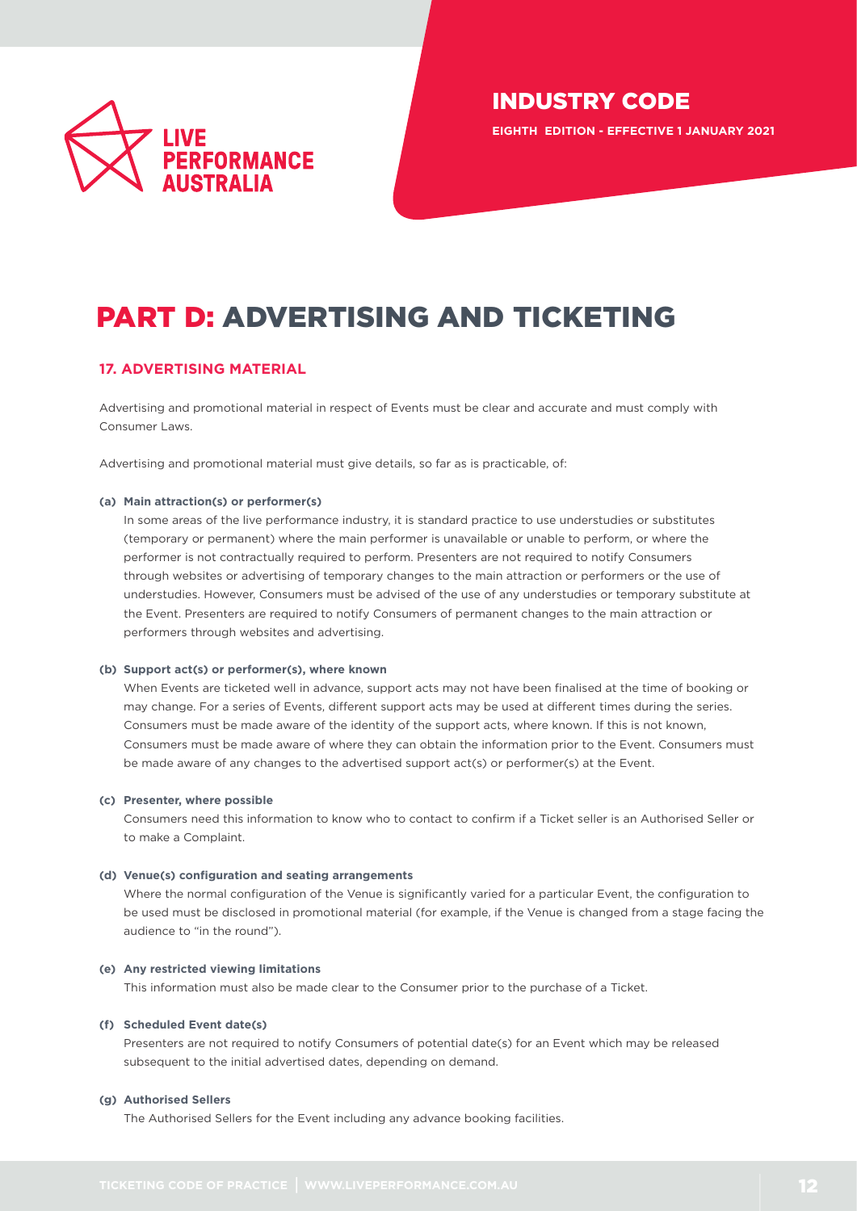# PART D: ADVERTISING AND TICKETING

## 17. ADVERTISING MATERIAL

Advertising and promotional material in respect of Events must be clear and accurate and must comply with Consumer Laws.

Advertising and promotional material must give details, so far as is practicable, of:

**(a) Main attraction(s) or performer(s)**

In some areas of the live performance industry, it is standard practice to use understudies or substitutes (temporary or permanent) where the main performer is unavailable or unable to perform, or where the performer is not contractually required to perform. Presenters are not required to notify Consumers through websites or advertising of temporary changes to the main attraction or performers or the use of understudies. However, Consumers must be advised of the use of any understudies or temporary substitute at the Event. Presenters are required to notify Consumers of permanent changes to the main attraction or performers through websites and advertising.

**(b) Support act(s) or performer(s), where known**

When Events are ticketed well in advance, support acts may not have been finalised at the time of booking or may change. For a series of Events, different support acts may be used at different times during the series. Consumers must be made aware of the identity of the support acts, where known. If this is not known, Consumers must be made aware of where they can obtain the information prior to the Event. Consumers must be made aware of any changes to the advertised support act(s) or performer(s) at the Event.

**(c) Presenter, where possible**

Consumers need this information to know who to contact to confirm if a Ticket seller is an Authorised Seller or to make a Complaint.

**(d) Venue(s) configuration and seating arrangements**

Where the normal configuration of the Venue is significantly varied for a particular Event, the configuration to be used must be disclosed in promotional material (for example, if the Venue is changed from a stage facing the audience to "in the round").

**(e) Any restricted viewing limitations**

This information must also be made clear to the Consumer prior to the purchase of a Ticket.

**(f) Scheduled Event date(s)**

Presenters are not required to notify Consumers of potential date(s) for an Event which may be released subsequent to the initial advertised dates, depending on demand.

**(g) Authorised Sellers**

The Authorised Sellers for the Event including any advance booking facilities.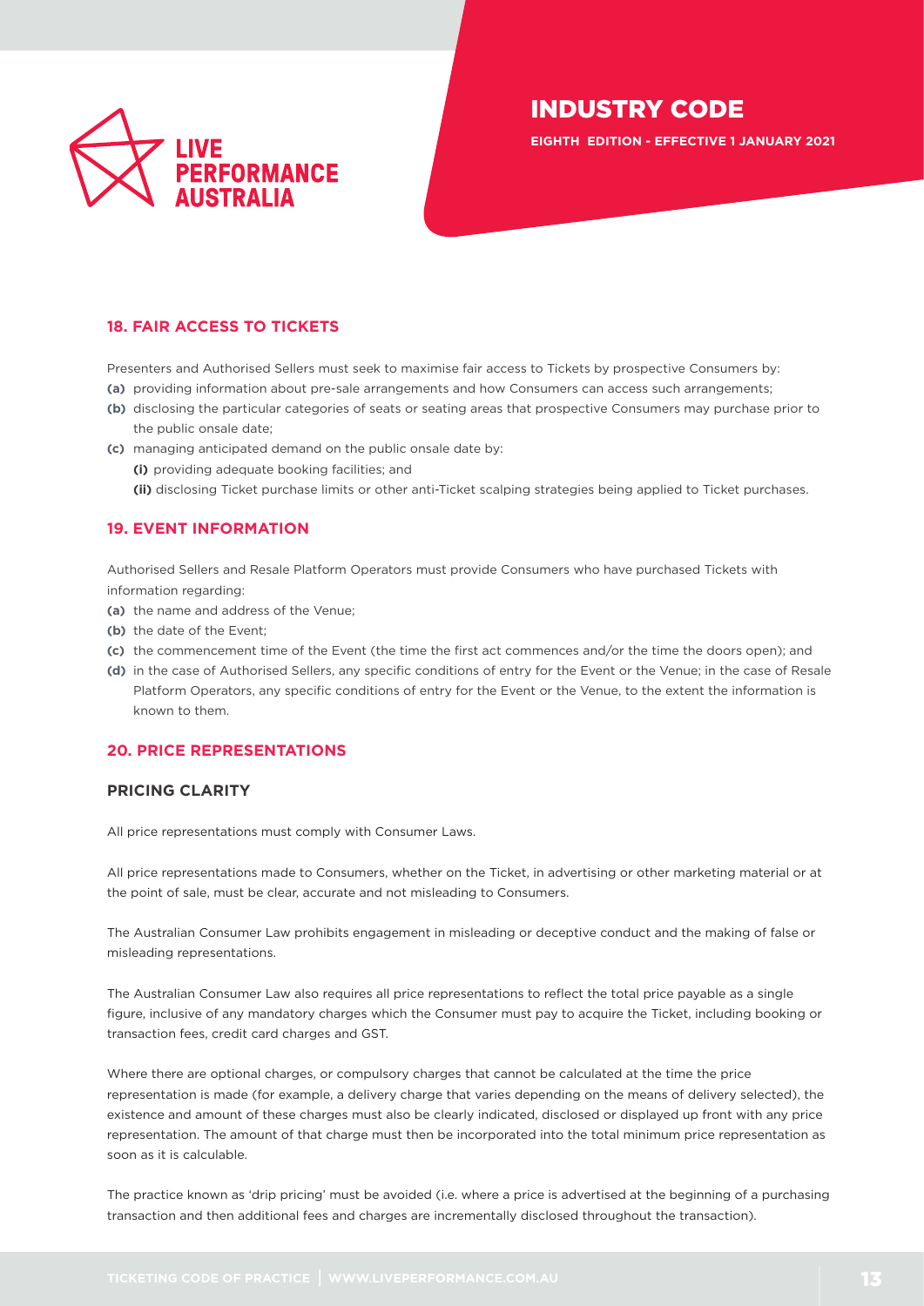## 18. FAIR ACCESS TO TICKETS

Presenters and Authorised Sellers must seek to maximise fair access to Tickets by prospective Consumers by:

**(a)** providing information about pre-sale arrangements and how Consumers can access such arrangements;

**(b)** disclosing the particular categories of seats or seating areas that prospective Consumers may purchase prior to the public onsale date;

**(c)** managing anticipated demand on the public onsale date by:

- **(i)** providing adequate booking facilities; and
- **(ii)** disclosing Ticket purchase limits or other anti-Ticket scalping strategies being applied to Ticket purchases.

## 19. EVENT INFORMATION

Authorised Sellers and Resale Platform Operators must provide Consumers who have purchased Tickets with information regarding:

**(a)** the name and address of the Venue;

**(b)** the date of the Event;

**(c)** the commencement time of the Event (the time the first act commences and/or the time the doors open); and

**(d)** in the case of Authorised Sellers, any specific conditions of entry for the Event or the Venue; in the case of Resale Platform Operators, any specific conditions of entry for the Event or the Venue, to the extent the information is known to them.

## 20. PRICE REPRESENTATIONS

### PRICING CLARITY

All price representations must comply with Consumer Laws.

All price representations made to Consumers, whether on the Ticket, in advertising or other marketing material or at the point of sale, must be clear, accurate and not misleading to Consumers.

The Australian Consumer Law prohibits engagement in misleading or deceptive conduct and the making of false or misleading representations.

The Australian Consumer Law also requires all price representations to reflect the total price payable as a single figure, inclusive of any mandatory charges which the Consumer must pay to acquire the Ticket, including booking or transaction fees, credit card charges and GST.

Where there are optional charges, or compulsory charges that cannot be calculated at the time the price representation is made (for example, a delivery charge that varies depending on the means of delivery selected), the existence and amount of these charges must also be clearly indicated, disclosed or displayed up front with any price representation. The amount of that charge must then be incorporated into the total minimum price representation as soon as it is calculable.

The practice known as 'drip pricing' must be avoided (i.e. where a price is advertised at the beginning of a purchasing transaction and then additional fees and charges are incrementally disclosed throughout the transaction).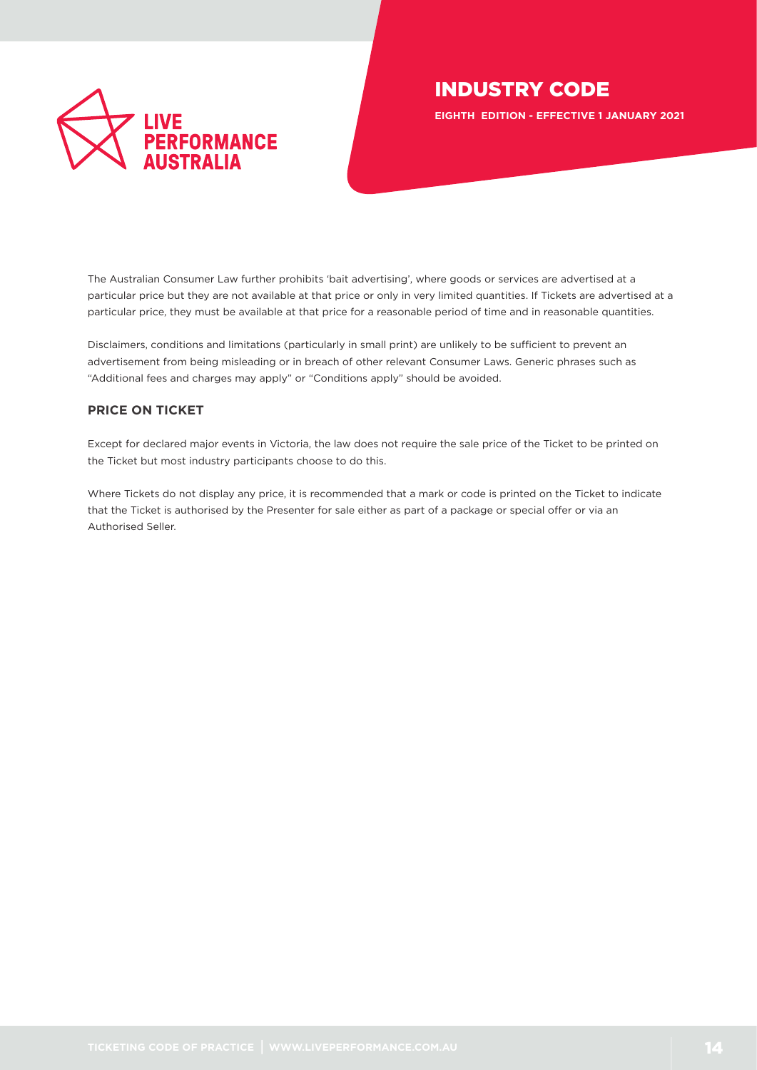The Australian Consumer Law further prohibits 'bait advertising', where goods or services are advertised at a particular price but they are not available at that price or only in very limited quantities. If Tickets are advertised at a particular price, they must be available at that price for a reasonable period of time and in reasonable quantities.

Disclaimers, conditions and limitations (particularly in small print) are unlikely to be sufficient to prevent an advertisement from being misleading or in breach of other relevant Consumer Laws. Generic phrases such as "Additional fees and charges may apply" or "Conditions apply" should be avoided.

### PRICE ON TICKET

Except for declared major events in Victoria, the law does not require the sale price of the Ticket to be printed on the Ticket but most industry participants choose to do this.

Where Tickets do not display any price, it is recommended that a mark or code is printed on the Ticket to indicate that the Ticket is authorised by the Presenter for sale either as part of a package or special offer or via an Authorised Seller.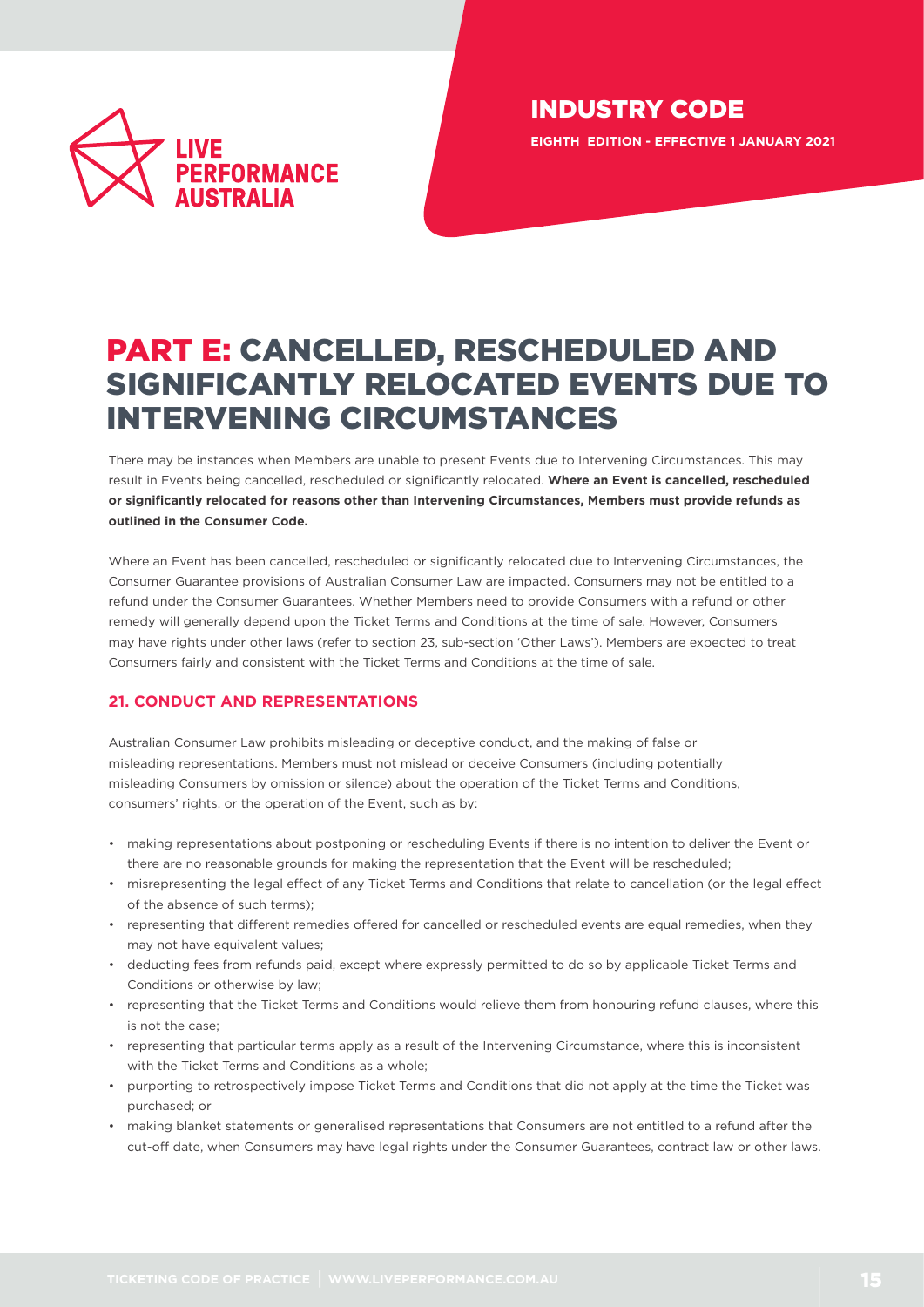# PART E: CANCELLED, RESCHEDULED AND SIGNIFICANTLY RELOCATED EVENTS DUE TO INTERVENING CIRCUMSTANCES

There may be instances when Members are unable to present Events due to Intervening Circumstances. This may result in Events being cancelled, rescheduled or significantly relocated. **Where an Event is cancelled, rescheduled or significantly relocated for reasons other than Intervening Circumstances, Members must provide refunds as outlined in the Consumer Code.**

Where an Event has been cancelled, rescheduled or significantly relocated due to Intervening Circumstances, the Consumer Guarantee provisions of Australian Consumer Law are impacted. Consumers may not be entitled to a refund under the Consumer Guarantees. Whether Members need to provide Consumers with a refund or other remedy will generally depend upon the Ticket Terms and Conditions at the time of sale. However, Consumers may have rights under other laws (refer to section 23, sub-section 'Other Laws'). Members are expected to treat Consumers fairly and consistent with the Ticket Terms and Conditions at the time of sale.

## 21. CONDUCT AND REPRESENTATIONS

Australian Consumer Law prohibits misleading or deceptive conduct, and the making of false or misleading representations. Members must not mislead or deceive Consumers (including potentially misleading Consumers by omission or silence) about the operation of the Ticket Terms and Conditions, consumers' rights, or the operation of the Event, such as by:

- making representations about postponing or rescheduling Events if there is no intention to deliver the Event or there are no reasonable grounds for making the representation that the Event will be rescheduled;
- misrepresenting the legal effect of any Ticket Terms and Conditions that relate to cancellation (or the legal effect of the absence of such terms);
- representing that different remedies offered for cancelled or rescheduled events are equal remedies, when they may not have equivalent values;
- deducting fees from refunds paid, except where expressly permitted to do so by applicable Ticket Terms and Conditions or otherwise by law;
- representing that the Ticket Terms and Conditions would relieve them from honouring refund clauses, where this is not the case;
- representing that particular terms apply as a result of the Intervening Circumstance, where this is inconsistent with the Ticket Terms and Conditions as a whole;
- purporting to retrospectively impose Ticket Terms and Conditions that did not apply at the time the Ticket was purchased; or
- making blanket statements or generalised representations that Consumers are not entitled to a refund after the cut-off date, when Consumers may have legal rights under the Consumer Guarantees, contract law or other laws.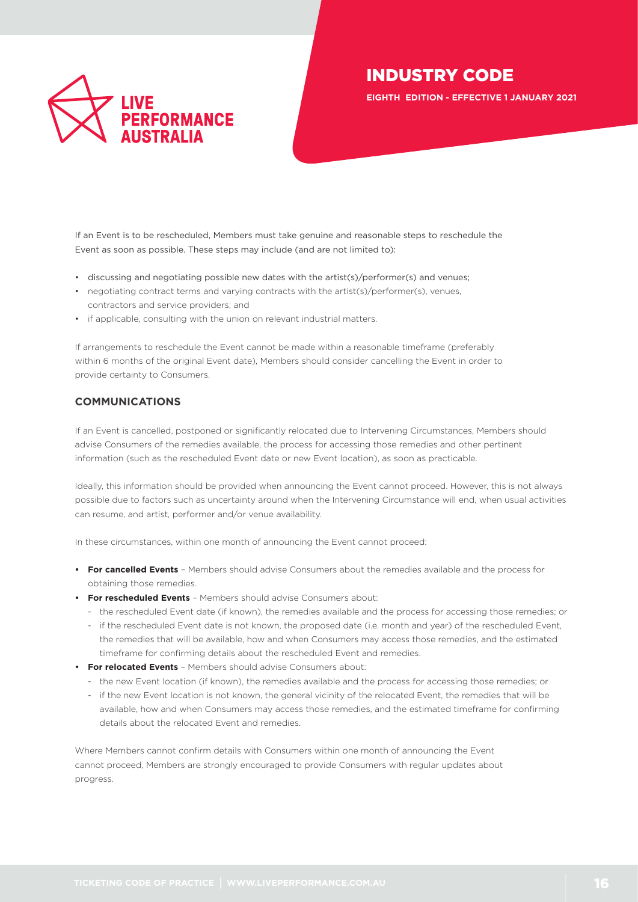If an Event is to be rescheduled, Members must take genuine and reasonable steps to reschedule the Event as soon as possible. These steps may include (and are not limited to):

- discussing and negotiating possible new dates with the artist(s)/performer(s) and venues;
- negotiating contract terms and varying contracts with the artist(s)/performer(s), venues, contractors and service providers; and
- if applicable, consulting with the union on relevant industrial matters.

If arrangements to reschedule the Event cannot be made within a reasonable timeframe (preferably within 6 months of the original Event date), Members should consider cancelling the Event in order to provide certainty to Consumers.

## COMMUNICATIONS

If an Event is cancelled, postponed or significantly relocated due to Intervening Circumstances, Members should advise Consumers of the remedies available, the process for accessing those remedies and other pertinent information (such as the rescheduled Event date or new Event location), as soon as practicable.

Ideally, this information should be provided when announcing the Event cannot proceed. However, this is not always possible due to factors such as uncertainty around when the Intervening Circumstance will end, when usual activities can resume, and artist, performer and/or venue availability.

In these circumstances, within one month of announcing the Event cannot proceed:

- **For cancelled Events** – Members should advise Consumers about the remedies available and the process for obtaining those remedies.
- **For rescheduled Events** – Members should advise Consumers about:
  - the rescheduled Event date (if known), the remedies available and the process for accessing those remedies; or
  - if the rescheduled Event date is not known, the proposed date (i.e. month and year) of the rescheduled Event, the remedies that will be available, how and when Consumers may access those remedies, and the estimated timeframe for confirming details about the rescheduled Event and remedies.
- **For relocated Events** – Members should advise Consumers about:
  - the new Event location (if known), the remedies available and the process for accessing those remedies; or
  - if the new Event location is not known, the general vicinity of the relocated Event, the remedies that will be available, how and when Consumers may access those remedies, and the estimated timeframe for confirming details about the relocated Event and remedies.

Where Members cannot confirm details with Consumers within one month of announcing the Event cannot proceed, Members are strongly encouraged to provide Consumers with regular updates about progress.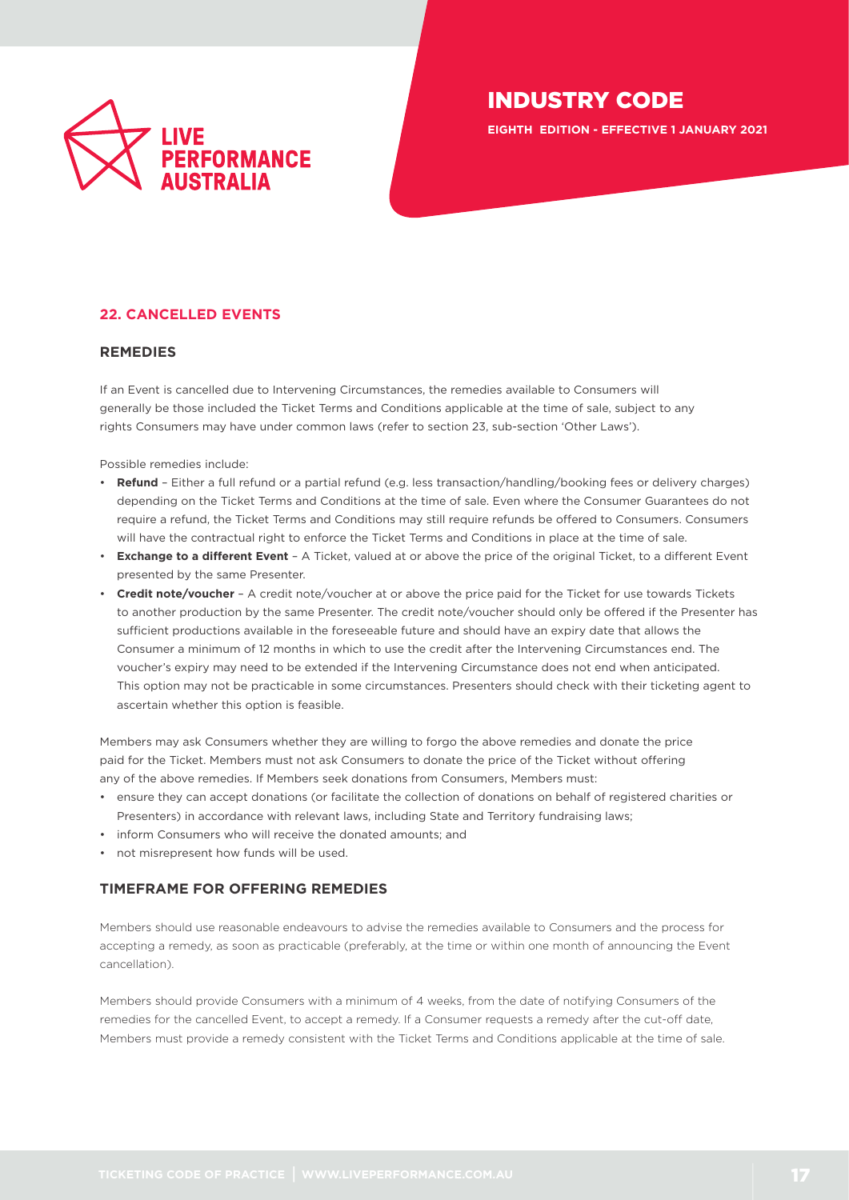## 22. CANCELLED EVENTS

### REMEDIES

If an Event is cancelled due to Intervening Circumstances, the remedies available to Consumers will generally be those included the Ticket Terms and Conditions applicable at the time of sale, subject to any rights Consumers may have under common laws (refer to section 23, sub-section 'Other Laws').

Possible remedies include:

- **Refund** – Either a full refund or a partial refund (e.g. less transaction/handling/booking fees or delivery charges) depending on the Ticket Terms and Conditions at the time of sale. Even where the Consumer Guarantees do not require a refund, the Ticket Terms and Conditions may still require refunds be offered to Consumers. Consumers will have the contractual right to enforce the Ticket Terms and Conditions in place at the time of sale.
- **Exchange to a different Event** – A Ticket, valued at or above the price of the original Ticket, to a different Event presented by the same Presenter.
- **Credit note/voucher** – A credit note/voucher at or above the price paid for the Ticket for use towards Tickets to another production by the same Presenter. The credit note/voucher should only be offered if the Presenter has sufficient productions available in the foreseeable future and should have an expiry date that allows the Consumer a minimum of 12 months in which to use the credit after the Intervening Circumstances end. The voucher's expiry may need to be extended if the Intervening Circumstance does not end when anticipated. This option may not be practicable in some circumstances. Presenters should check with their ticketing agent to ascertain whether this option is feasible.

Members may ask Consumers whether they are willing to forgo the above remedies and donate the price paid for the Ticket. Members must not ask Consumers to donate the price of the Ticket without offering any of the above remedies. If Members seek donations from Consumers, Members must:

- ensure they can accept donations (or facilitate the collection of donations on behalf of registered charities or Presenters) in accordance with relevant laws, including State and Territory fundraising laws;
- inform Consumers who will receive the donated amounts; and
- not misrepresent how funds will be used.

### TIMEFRAME FOR OFFERING REMEDIES

Members should use reasonable endeavours to advise the remedies available to Consumers and the process for accepting a remedy, as soon as practicable (preferably, at the time or within one month of announcing the Event cancellation).

Members should provide Consumers with a minimum of 4 weeks, from the date of notifying Consumers of the remedies for the cancelled Event, to accept a remedy. If a Consumer requests a remedy after the cut-off date, Members must provide a remedy consistent with the Ticket Terms and Conditions applicable at the time of sale.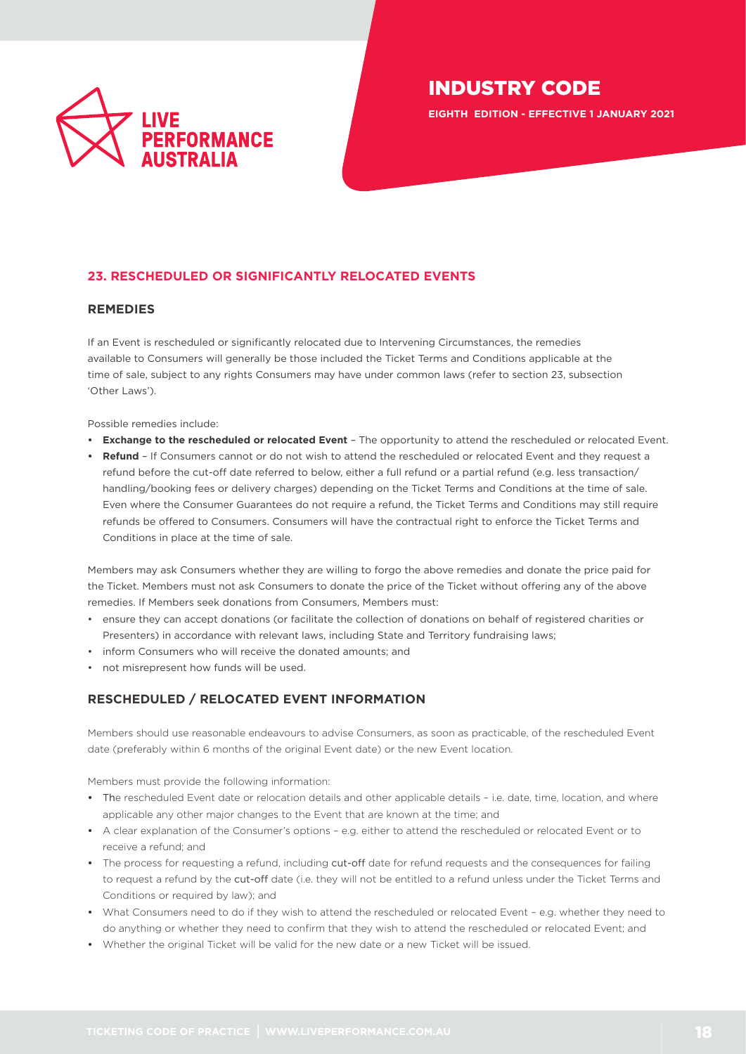## 23. RESCHEDULED OR SIGNIFICANTLY RELOCATED EVENTS

### REMEDIES

If an Event is rescheduled or significantly relocated due to Intervening Circumstances, the remedies available to Consumers will generally be those included the Ticket Terms and Conditions applicable at the time of sale, subject to any rights Consumers may have under common laws (refer to section 23, subsection 'Other Laws').

Possible remedies include:

- **Exchange to the rescheduled or relocated Event** – The opportunity to attend the rescheduled or relocated Event.
- **Refund** – If Consumers cannot or do not wish to attend the rescheduled or relocated Event and they request a refund before the cut-off date referred to below, either a full refund or a partial refund (e.g. less transaction/ handling/booking fees or delivery charges) depending on the Ticket Terms and Conditions at the time of sale. Even where the Consumer Guarantees do not require a refund, the Ticket Terms and Conditions may still require refunds be offered to Consumers. Consumers will have the contractual right to enforce the Ticket Terms and Conditions in place at the time of sale.

Members may ask Consumers whether they are willing to forgo the above remedies and donate the price paid for the Ticket. Members must not ask Consumers to donate the price of the Ticket without offering any of the above remedies. If Members seek donations from Consumers, Members must:

- ensure they can accept donations (or facilitate the collection of donations on behalf of registered charities or Presenters) in accordance with relevant laws, including State and Territory fundraising laws;
- inform Consumers who will receive the donated amounts; and
- not misrepresent how funds will be used.

### RESCHEDULED / RELOCATED EVENT INFORMATION

Members should use reasonable endeavours to advise Consumers, as soon as practicable, of the rescheduled Event date (preferably within 6 months of the original Event date) or the new Event location.

Members must provide the following information:

- The rescheduled Event date or relocation details and other applicable details – i.e. date, time, location, and where applicable any other major changes to the Event that are known at the time; and
- A clear explanation of the Consumer's options – e.g. either to attend the rescheduled or relocated Event or to receive a refund; and
- The process for requesting a refund, including cut-off date for refund requests and the consequences for failing to request a refund by the cut-off date (i.e. they will not be entitled to a refund unless under the Ticket Terms and Conditions or required by law); and
- What Consumers need to do if they wish to attend the rescheduled or relocated Event – e.g. whether they need to do anything or whether they need to confirm that they wish to attend the rescheduled or relocated Event; and
- Whether the original Ticket will be valid for the new date or a new Ticket will be issued.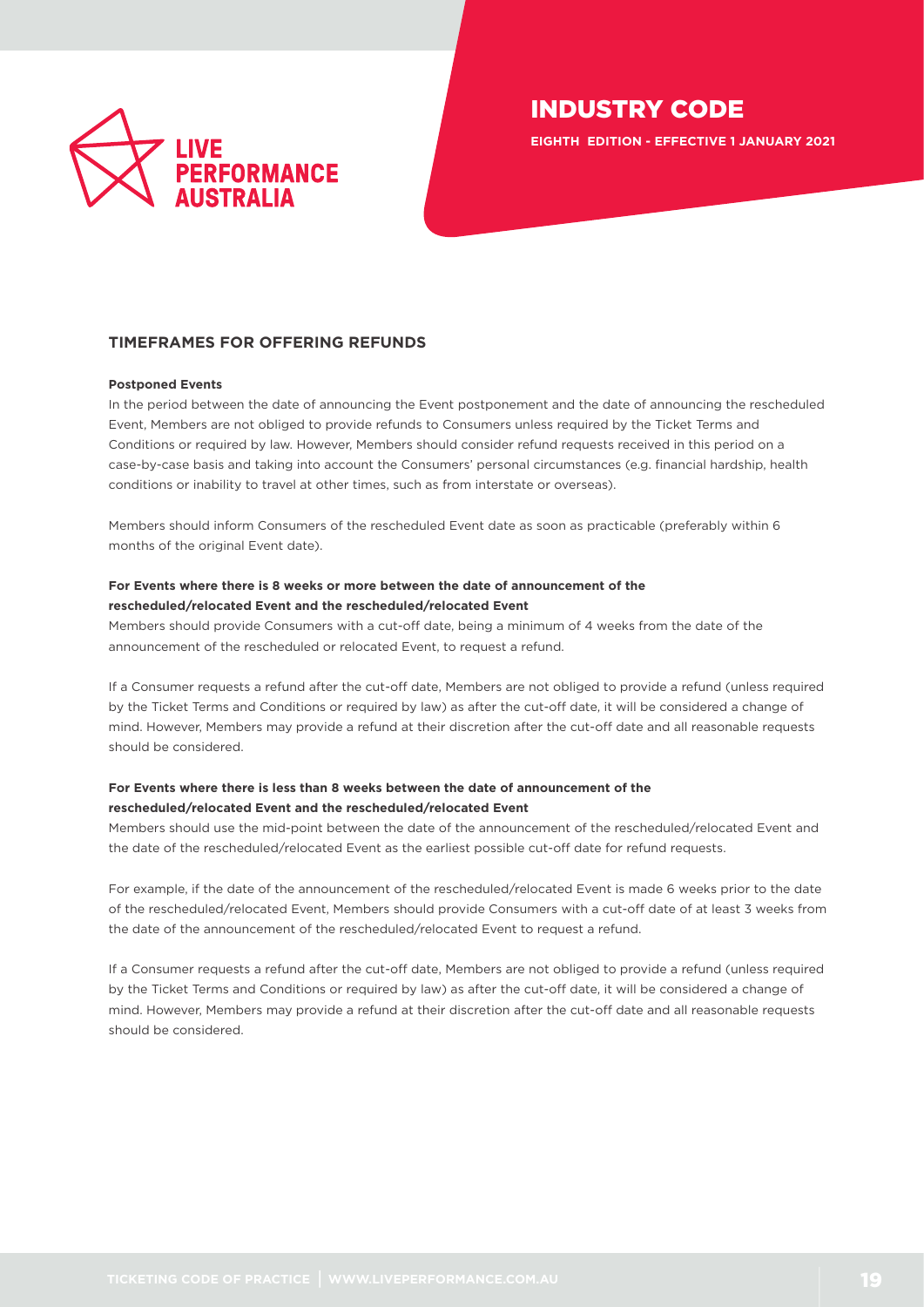## TIMEFRAMES FOR OFFERING REFUNDS

**Postponed Events**

In the period between the date of announcing the Event postponement and the date of announcing the rescheduled Event, Members are not obliged to provide refunds to Consumers unless required by the Ticket Terms and Conditions or required by law. However, Members should consider refund requests received in this period on a case-by-case basis and taking into account the Consumers' personal circumstances (e.g. financial hardship, health conditions or inability to travel at other times, such as from interstate or overseas).

Members should inform Consumers of the rescheduled Event date as soon as practicable (preferably within 6 months of the original Event date).

**For Events where there is 8 weeks or more between the date of announcement of the rescheduled/relocated Event and the rescheduled/relocated Event**

Members should provide Consumers with a cut-off date, being a minimum of 4 weeks from the date of the announcement of the rescheduled or relocated Event, to request a refund.

If a Consumer requests a refund after the cut-off date, Members are not obliged to provide a refund (unless required by the Ticket Terms and Conditions or required by law) as after the cut-off date, it will be considered a change of mind. However, Members may provide a refund at their discretion after the cut-off date and all reasonable requests should be considered.

**For Events where there is less than 8 weeks between the date of announcement of the rescheduled/relocated Event and the rescheduled/relocated Event**

Members should use the mid-point between the date of the announcement of the rescheduled/relocated Event and the date of the rescheduled/relocated Event as the earliest possible cut-off date for refund requests.

For example, if the date of the announcement of the rescheduled/relocated Event is made 6 weeks prior to the date of the rescheduled/relocated Event, Members should provide Consumers with a cut-off date of at least 3 weeks from the date of the announcement of the rescheduled/relocated Event to request a refund.

If a Consumer requests a refund after the cut-off date, Members are not obliged to provide a refund (unless required by the Ticket Terms and Conditions or required by law) as after the cut-off date, it will be considered a change of mind. However, Members may provide a refund at their discretion after the cut-off date and all reasonable requests should be considered.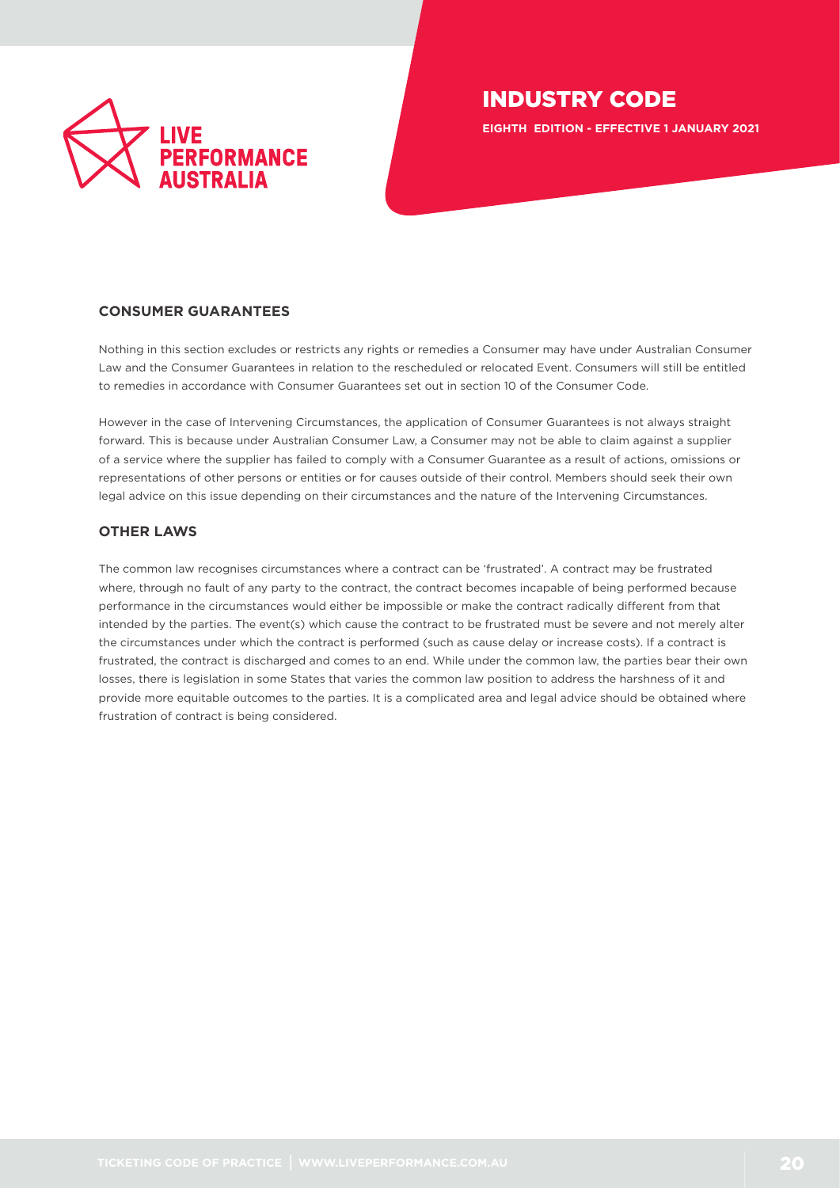## CONSUMER GUARANTEES

Nothing in this section excludes or restricts any rights or remedies a Consumer may have under Australian Consumer Law and the Consumer Guarantees in relation to the rescheduled or relocated Event. Consumers will still be entitled to remedies in accordance with Consumer Guarantees set out in section 10 of the Consumer Code.

However in the case of Intervening Circumstances, the application of Consumer Guarantees is not always straight forward. This is because under Australian Consumer Law, a Consumer may not be able to claim against a supplier of a service where the supplier has failed to comply with a Consumer Guarantee as a result of actions, omissions or representations of other persons or entities or for causes outside of their control. Members should seek their own legal advice on this issue depending on their circumstances and the nature of the Intervening Circumstances.

## OTHER LAWS

The common law recognises circumstances where a contract can be 'frustrated'. A contract may be frustrated where, through no fault of any party to the contract, the contract becomes incapable of being performed because performance in the circumstances would either be impossible or make the contract radically different from that intended by the parties. The event(s) which cause the contract to be frustrated must be severe and not merely alter the circumstances under which the contract is performed (such as cause delay or increase costs). If a contract is frustrated, the contract is discharged and comes to an end. While under the common law, the parties bear their own losses, there is legislation in some States that varies the common law position to address the harshness of it and provide more equitable outcomes to the parties. It is a complicated area and legal advice should be obtained where frustration of contract is being considered.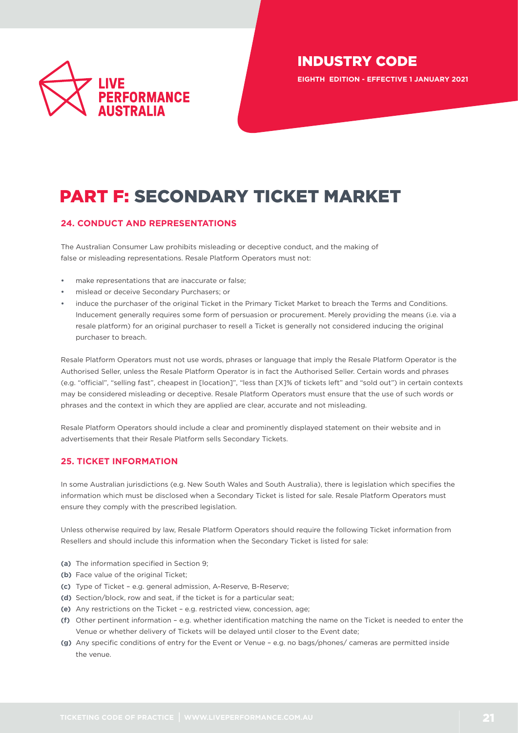# PART F: SECONDARY TICKET MARKET

## 24. CONDUCT AND REPRESENTATIONS

The Australian Consumer Law prohibits misleading or deceptive conduct, and the making of false or misleading representations. Resale Platform Operators must not:

- make representations that are inaccurate or false;
- mislead or deceive Secondary Purchasers; or
- induce the purchaser of the original Ticket in the Primary Ticket Market to breach the Terms and Conditions. Inducement generally requires some form of persuasion or procurement. Merely providing the means (i.e. via a resale platform) for an original purchaser to resell a Ticket is generally not considered inducing the original purchaser to breach.

Resale Platform Operators must not use words, phrases or language that imply the Resale Platform Operator is the Authorised Seller, unless the Resale Platform Operator is in fact the Authorised Seller. Certain words and phrases (e.g. "official", "selling fast", cheapest in [location]", "less than [X]% of tickets left" and "sold out") in certain contexts may be considered misleading or deceptive. Resale Platform Operators must ensure that the use of such words or phrases and the context in which they are applied are clear, accurate and not misleading.

Resale Platform Operators should include a clear and prominently displayed statement on their website and in advertisements that their Resale Platform sells Secondary Tickets.

## 25. TICKET INFORMATION

In some Australian jurisdictions (e.g. New South Wales and South Australia), there is legislation which specifies the information which must be disclosed when a Secondary Ticket is listed for sale. Resale Platform Operators must ensure they comply with the prescribed legislation.

Unless otherwise required by law, Resale Platform Operators should require the following Ticket information from Resellers and should include this information when the Secondary Ticket is listed for sale:

**(a)** The information specified in Section 9;

**(b)** Face value of the original Ticket;

**(c)** Type of Ticket – e.g. general admission, A-Reserve, B-Reserve;

**(d)** Section/block, row and seat, if the ticket is for a particular seat;

**(e)** Any restrictions on the Ticket – e.g. restricted view, concession, age;

**(f)** Other pertinent information – e.g. whether identification matching the name on the Ticket is needed to enter the Venue or whether delivery of Tickets will be delayed until closer to the Event date;

**(g)** Any specific conditions of entry for the Event or Venue – e.g. no bags/phones/ cameras are permitted inside the venue.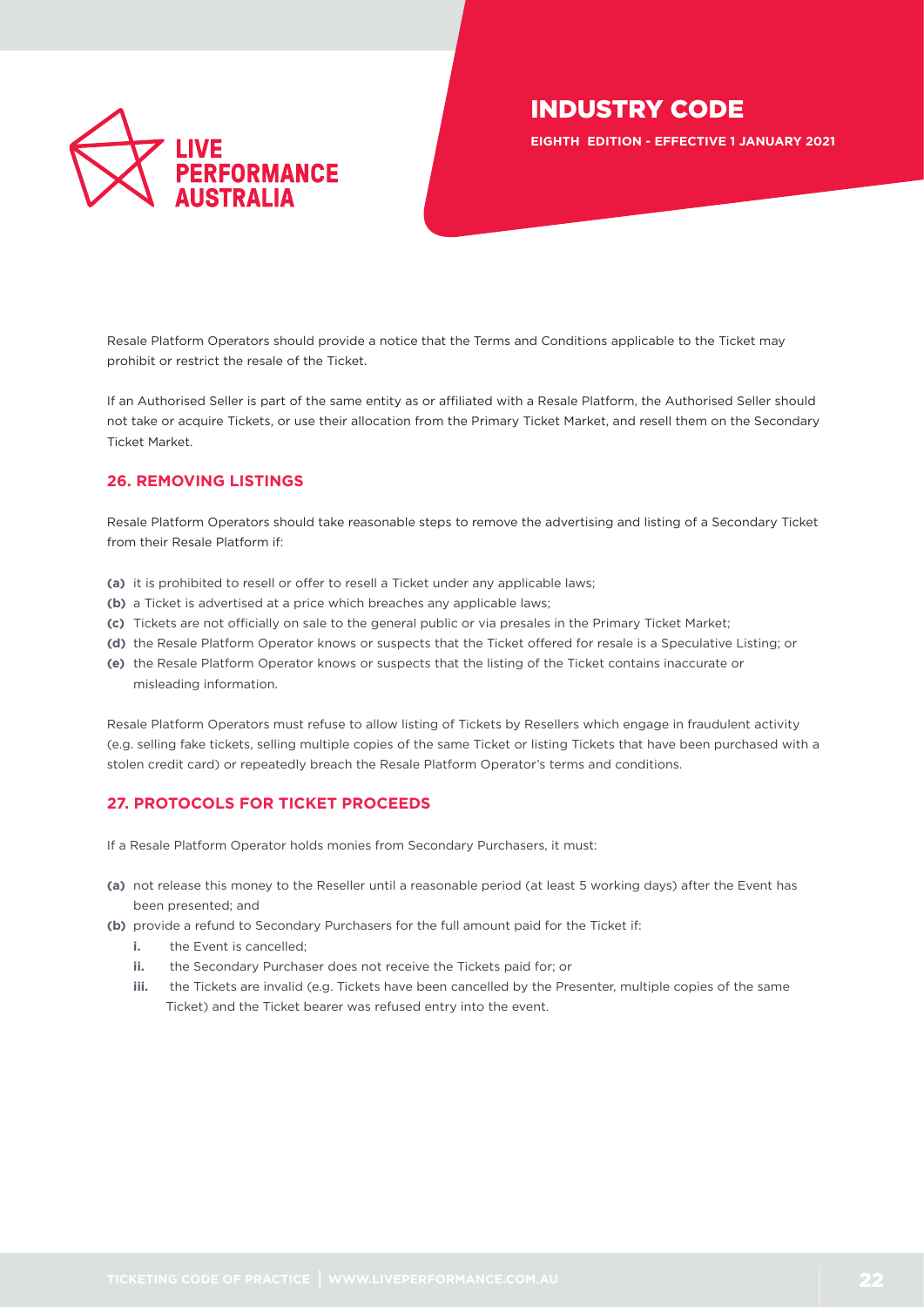Resale Platform Operators should provide a notice that the Terms and Conditions applicable to the Ticket may prohibit or restrict the resale of the Ticket.

If an Authorised Seller is part of the same entity as or affiliated with a Resale Platform, the Authorised Seller should not take or acquire Tickets, or use their allocation from the Primary Ticket Market, and resell them on the Secondary Ticket Market.

## 26. REMOVING LISTINGS

Resale Platform Operators should take reasonable steps to remove the advertising and listing of a Secondary Ticket from their Resale Platform if:

**(a)** it is prohibited to resell or offer to resell a Ticket under any applicable laws;

**(b)** a Ticket is advertised at a price which breaches any applicable laws;

**(c)** Tickets are not officially on sale to the general public or via presales in the Primary Ticket Market;

**(d)** the Resale Platform Operator knows or suspects that the Ticket offered for resale is a Speculative Listing; or

**(e)** the Resale Platform Operator knows or suspects that the listing of the Ticket contains inaccurate or misleading information.

Resale Platform Operators must refuse to allow listing of Tickets by Resellers which engage in fraudulent activity (e.g. selling fake tickets, selling multiple copies of the same Ticket or listing Tickets that have been purchased with a stolen credit card) or repeatedly breach the Resale Platform Operator's terms and conditions.

## 27. PROTOCOLS FOR TICKET PROCEEDS

If a Resale Platform Operator holds monies from Secondary Purchasers, it must:

**(a)** not release this money to the Reseller until a reasonable period (at least 5 working days) after the Event has been presented; and

**(b)** provide a refund to Secondary Purchasers for the full amount paid for the Ticket if:

- **i.** the Event is cancelled;
- **ii.** the Secondary Purchaser does not receive the Tickets paid for; or
- **iii.** the Tickets are invalid (e.g. Tickets have been cancelled by the Presenter, multiple copies of the same Ticket) and the Ticket bearer was refused entry into the event.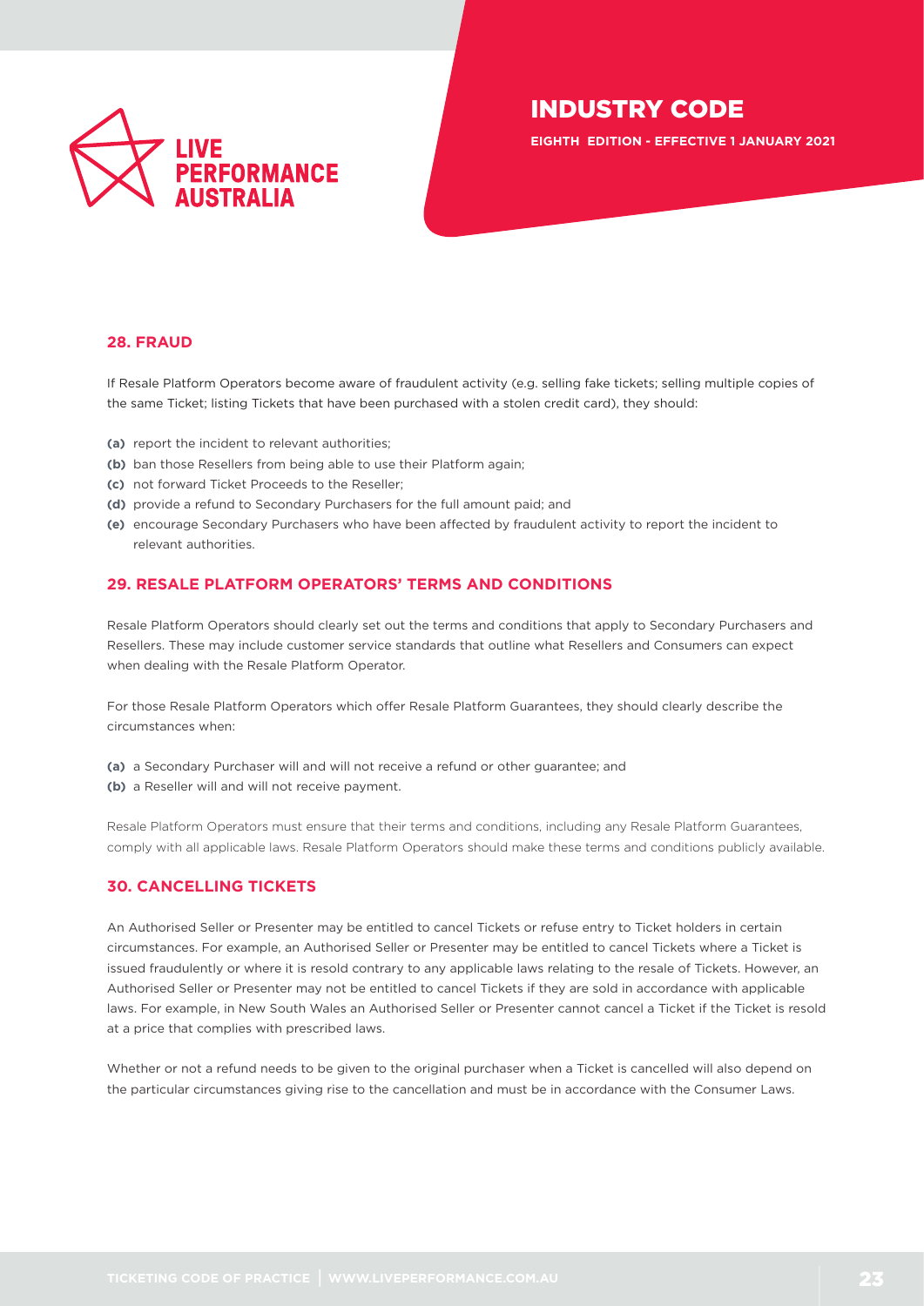## 28. FRAUD

If Resale Platform Operators become aware of fraudulent activity (e.g. selling fake tickets; selling multiple copies of the same Ticket; listing Tickets that have been purchased with a stolen credit card), they should:

**(a)** report the incident to relevant authorities;

**(b)** ban those Resellers from being able to use their Platform again;

**(c)** not forward Ticket Proceeds to the Reseller;

**(d)** provide a refund to Secondary Purchasers for the full amount paid; and

**(e)** encourage Secondary Purchasers who have been affected by fraudulent activity to report the incident to relevant authorities.

## 29. RESALE PLATFORM OPERATORS' TERMS AND CONDITIONS

Resale Platform Operators should clearly set out the terms and conditions that apply to Secondary Purchasers and Resellers. These may include customer service standards that outline what Resellers and Consumers can expect when dealing with the Resale Platform Operator.

For those Resale Platform Operators which offer Resale Platform Guarantees, they should clearly describe the circumstances when:

**(a)** a Secondary Purchaser will and will not receive a refund or other guarantee; and

**(b)** a Reseller will and will not receive payment.

Resale Platform Operators must ensure that their terms and conditions, including any Resale Platform Guarantees, comply with all applicable laws. Resale Platform Operators should make these terms and conditions publicly available.

## 30. CANCELLING TICKETS

An Authorised Seller or Presenter may be entitled to cancel Tickets or refuse entry to Ticket holders in certain circumstances. For example, an Authorised Seller or Presenter may be entitled to cancel Tickets where a Ticket is issued fraudulently or where it is resold contrary to any applicable laws relating to the resale of Tickets. However, an Authorised Seller or Presenter may not be entitled to cancel Tickets if they are sold in accordance with applicable laws. For example, in New South Wales an Authorised Seller or Presenter cannot cancel a Ticket if the Ticket is resold at a price that complies with prescribed laws.

Whether or not a refund needs to be given to the original purchaser when a Ticket is cancelled will also depend on the particular circumstances giving rise to the cancellation and must be in accordance with the Consumer Laws.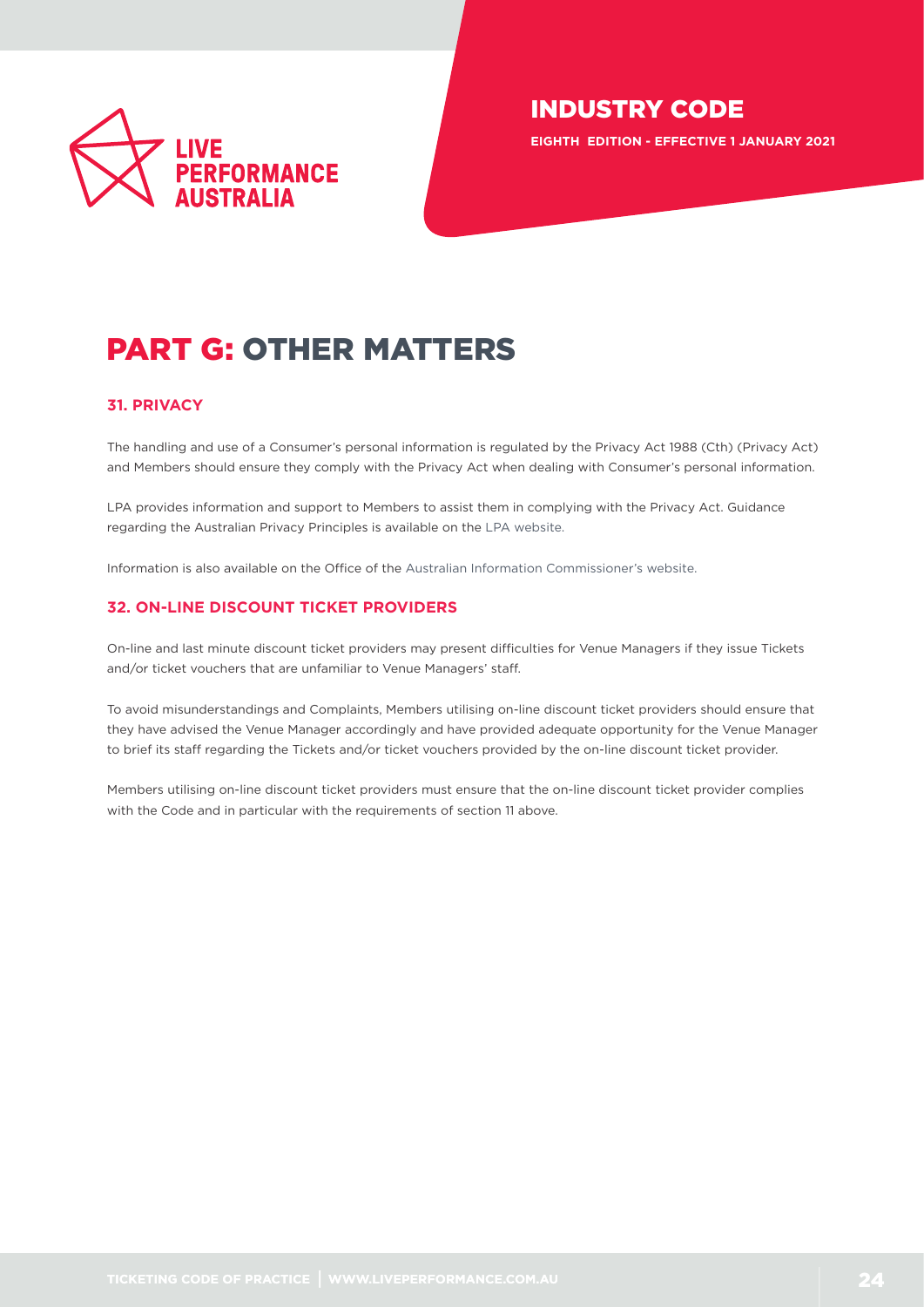# PART G: OTHER MATTERS

## 31. PRIVACY

The handling and use of a Consumer's personal information is regulated by the Privacy Act 1988 (Cth) (Privacy Act) and Members should ensure they comply with the Privacy Act when dealing with Consumer's personal information.

LPA provides information and support to Members to assist them in complying with the Privacy Act. Guidance regarding the Australian Privacy Principles is available on the LPA website.

Information is also available on the Office of the Australian Information Commissioner's website.

## 32. ON-LINE DISCOUNT TICKET PROVIDERS

On-line and last minute discount ticket providers may present difficulties for Venue Managers if they issue Tickets and/or ticket vouchers that are unfamiliar to Venue Managers' staff.

To avoid misunderstandings and Complaints, Members utilising on-line discount ticket providers should ensure that they have advised the Venue Manager accordingly and have provided adequate opportunity for the Venue Manager to brief its staff regarding the Tickets and/or ticket vouchers provided by the on-line discount ticket provider.

Members utilising on-line discount ticket providers must ensure that the on-line discount ticket provider complies with the Code and in particular with the requirements of section 11 above.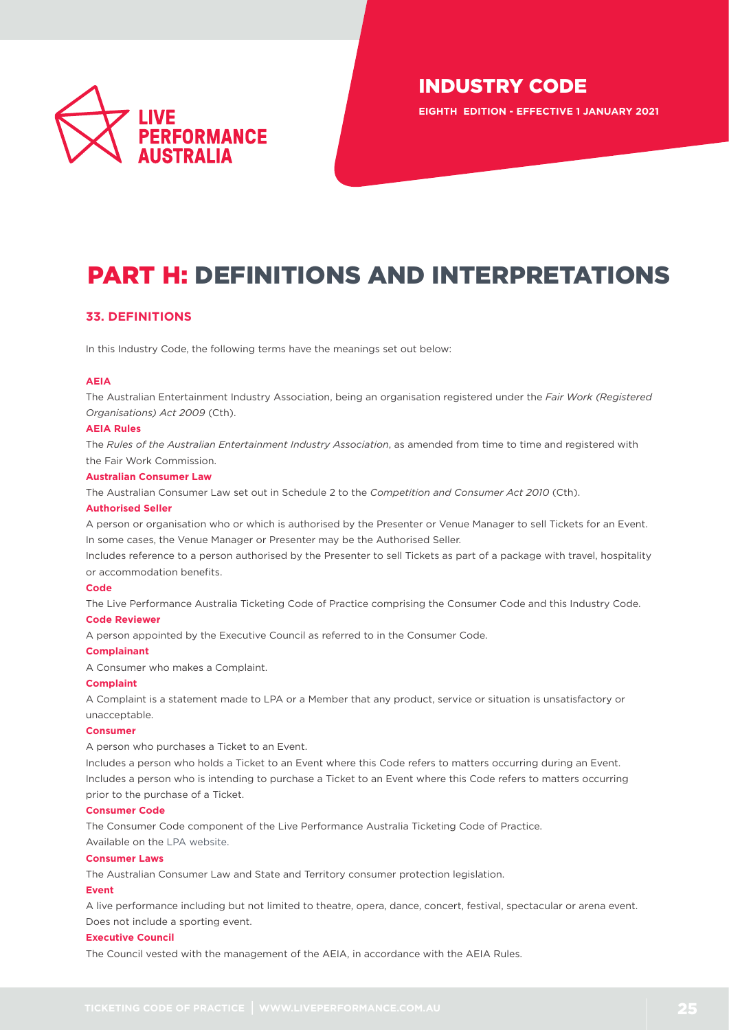# PART H: DEFINITIONS AND INTERPRETATIONS

## 33. DEFINITIONS

In this Industry Code, the following terms have the meanings set out below:

**AEIA**

The Australian Entertainment Industry Association, being an organisation registered under the *Fair Work (Registered Organisations) Act 2009* (Cth).

**AEIA Rules**

The *Rules of the Australian Entertainment Industry Association*, as amended from time to time and registered with the Fair Work Commission.

**Australian Consumer Law**

The Australian Consumer Law set out in Schedule 2 to the *Competition and Consumer Act 2010* (Cth).

**Authorised Seller**

A person or organisation who or which is authorised by the Presenter or Venue Manager to sell Tickets for an Event. In some cases, the Venue Manager or Presenter may be the Authorised Seller.

Includes reference to a person authorised by the Presenter to sell Tickets as part of a package with travel, hospitality or accommodation benefits.

**Code**

The Live Performance Australia Ticketing Code of Practice comprising the Consumer Code and this Industry Code.

**Code Reviewer**

A person appointed by the Executive Council as referred to in the Consumer Code.

**Complainant**

A Consumer who makes a Complaint.

**Complaint**

A Complaint is a statement made to LPA or a Member that any product, service or situation is unsatisfactory or unacceptable.

**Consumer**

A person who purchases a Ticket to an Event.

Includes a person who holds a Ticket to an Event where this Code refers to matters occurring during an Event.

Includes a person who is intending to purchase a Ticket to an Event where this Code refers to matters occurring prior to the purchase of a Ticket.

**Consumer Code**

The Consumer Code component of the Live Performance Australia Ticketing Code of Practice.

Available on the LPA website.

**Consumer Laws**

The Australian Consumer Law and State and Territory consumer protection legislation.

**Event**

A live performance including but not limited to theatre, opera, dance, concert, festival, spectacular or arena event. Does not include a sporting event.

**Executive Council**

The Council vested with the management of the AEIA, in accordance with the AEIA Rules.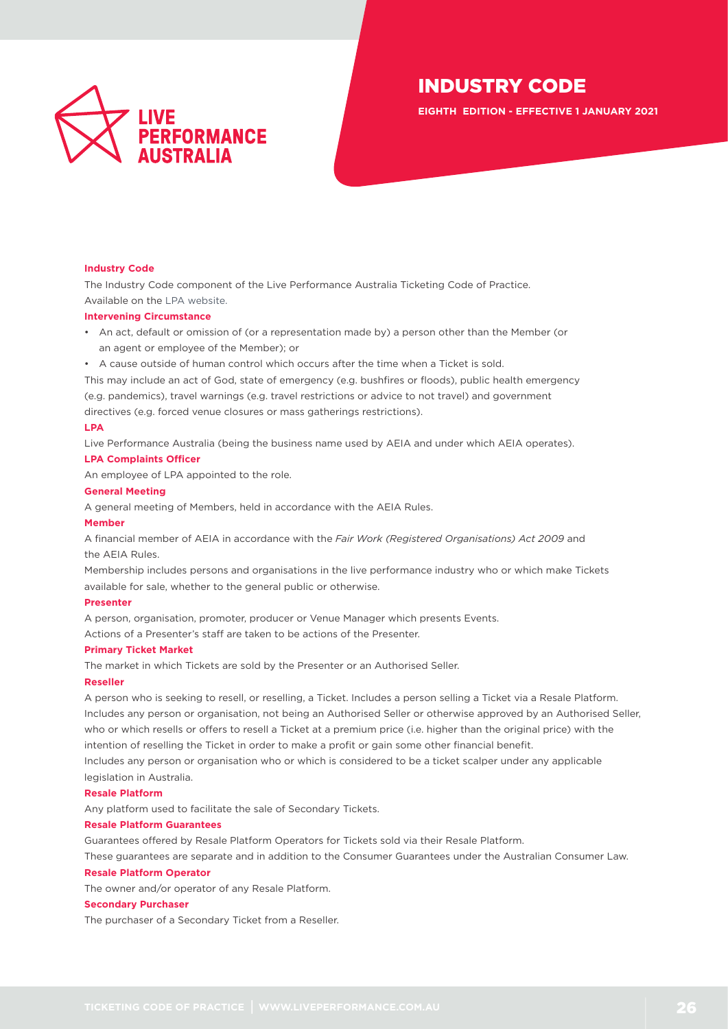# INDUSTRY CODE

**EIGHTH EDITION - EFFECTIVE 1 JANUARY 2021**

**Industry Code**

The Industry Code component of the Live Performance Australia Ticketing Code of Practice.
Available on the LPA website.

**Intervening Circumstance**

- An act, default or omission of (or a representation made by) a person other than the Member (or an agent or employee of the Member); or
- A cause outside of human control which occurs after the time when a Ticket is sold.

This may include an act of God, state of emergency (e.g. bushfires or floods), public health emergency (e.g. pandemics), travel warnings (e.g. travel restrictions or advice to not travel) and government directives (e.g. forced venue closures or mass gatherings restrictions).

**LPA**

Live Performance Australia (being the business name used by AEIA and under which AEIA operates).

**LPA Complaints Officer**

An employee of LPA appointed to the role.

**General Meeting**

A general meeting of Members, held in accordance with the AEIA Rules.

**Member**

A financial member of AEIA in accordance with the *Fair Work (Registered Organisations) Act 2009* and the AEIA Rules.

Membership includes persons and organisations in the live performance industry who or which make Tickets available for sale, whether to the general public or otherwise.

**Presenter**

A person, organisation, promoter, producer or Venue Manager which presents Events.

Actions of a Presenter's staff are taken to be actions of the Presenter.

**Primary Ticket Market**

The market in which Tickets are sold by the Presenter or an Authorised Seller.

**Reseller**

A person who is seeking to resell, or reselling, a Ticket. Includes a person selling a Ticket via a Resale Platform.

Includes any person or organisation, not being an Authorised Seller or otherwise approved by an Authorised Seller, who or which resells or offers to resell a Ticket at a premium price (i.e. higher than the original price) with the intention of reselling the Ticket in order to make a profit or gain some other financial benefit.

Includes any person or organisation who or which is considered to be a ticket scalper under any applicable legislation in Australia.

**Resale Platform**

Any platform used to facilitate the sale of Secondary Tickets.

**Resale Platform Guarantees**

Guarantees offered by Resale Platform Operators for Tickets sold via their Resale Platform.

These guarantees are separate and in addition to the Consumer Guarantees under the Australian Consumer Law.

**Resale Platform Operator**

The owner and/or operator of any Resale Platform.

**Secondary Purchaser**

The purchaser of a Secondary Ticket from a Reseller.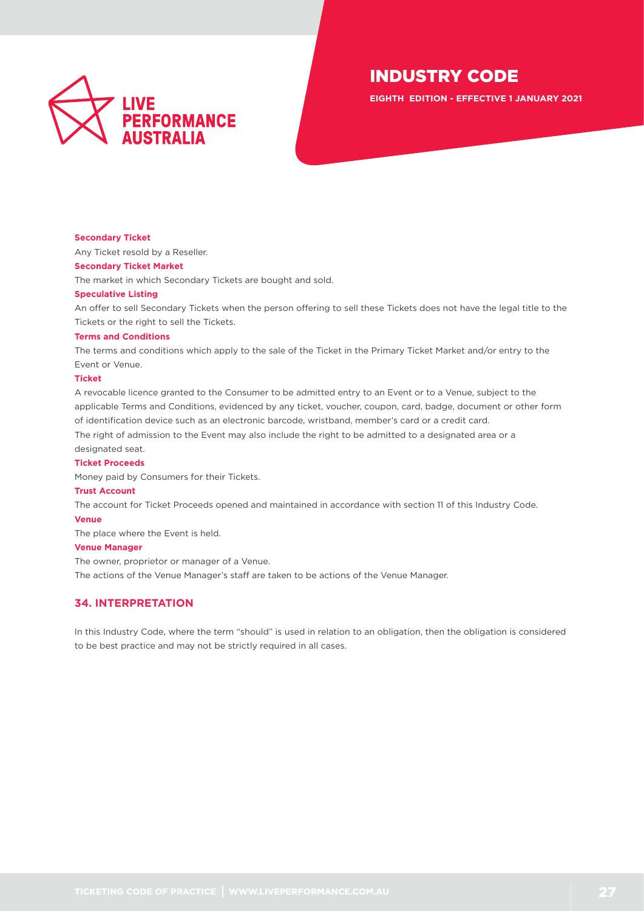**Secondary Ticket**

Any Ticket resold by a Reseller.

**Secondary Ticket Market**

The market in which Secondary Tickets are bought and sold.

**Speculative Listing**

An offer to sell Secondary Tickets when the person offering to sell these Tickets does not have the legal title to the Tickets or the right to sell the Tickets.

**Terms and Conditions**

The terms and conditions which apply to the sale of the Ticket in the Primary Ticket Market and/or entry to the Event or Venue.

**Ticket**

A revocable licence granted to the Consumer to be admitted entry to an Event or to a Venue, subject to the applicable Terms and Conditions, evidenced by any ticket, voucher, coupon, card, badge, document or other form of identification device such as an electronic barcode, wristband, member's card or a credit card.

The right of admission to the Event may also include the right to be admitted to a designated area or a designated seat.

**Ticket Proceeds**

Money paid by Consumers for their Tickets.

**Trust Account**

The account for Ticket Proceeds opened and maintained in accordance with section 11 of this Industry Code.

**Venue**

The place where the Event is held.

**Venue Manager**

The owner, proprietor or manager of a Venue.

The actions of the Venue Manager's staff are taken to be actions of the Venue Manager.

## 34. INTERPRETATION

In this Industry Code, where the term "should" is used in relation to an obligation, then the obligation is considered to be best practice and may not be strictly required in all cases.